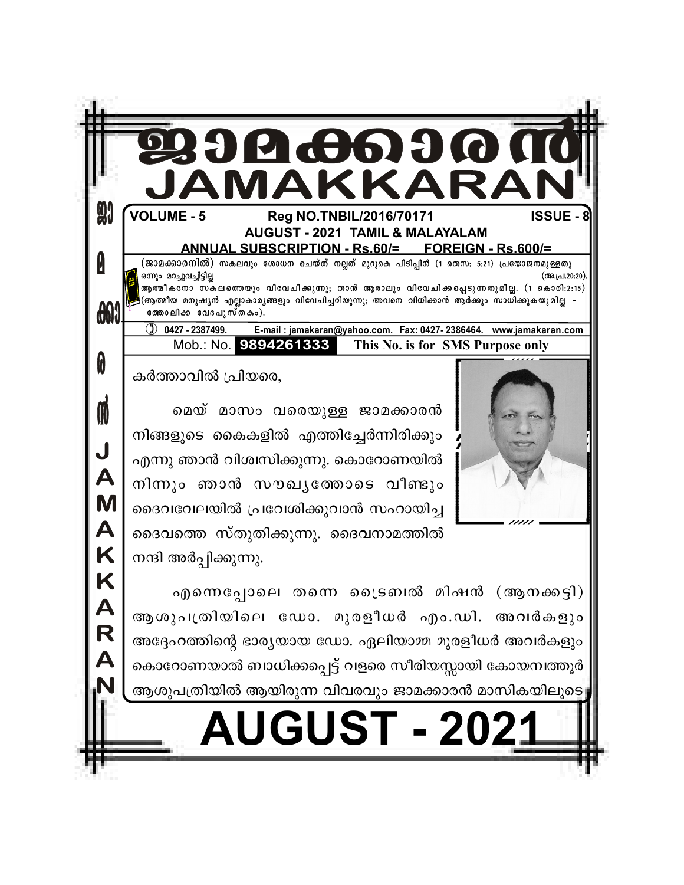# ജാമക്കാരൻ
# JAMAKKARAN

**VOLUME - 5** **Reg NO.TNBIL/2016/70171** **ISSUE - 8**

**AUGUST - 2021 TAMIL & MALAYALAM**

**ANNUAL SUBSCRIPTION - Rs.60/= FOREIGN - Rs.600/=**

(**ജാമക്കാരനിൽ**) സകലവും ശോധന ചെയ്ത് നല്ലത് മുറുകെ പിടിപ്പിൻ (1 തെസ: 5:21) പ്രയോജനമുള്ളതു ഒന്നും മറച്ചുവച്ചിട്ടില്ല (അ.പ്ര.20:20). ആത്മീകനോ സകലത്തെയും വിവേചിക്കുന്നു; താൻ ആരാലും വിവേചിക്കപ്പെടുന്നതുമില്ല. (1 കൊരി:2:15) (ആത്മീയ മനുഷ്യൻ എല്ലാകാര്യങ്ങളും വിവേചിച്ചറിയുന്നു; അവനെ വിധിക്കാൻ ആർക്കും സാധിക്കുകയുമില്ല – ത്തോലിക്ക വേദപുസ്തകം).

0427 - 2387499. E-mail : jamakaran@yahoo.com. Fax: 0427- 2386464. www.jamakaran.com

Mob.: No. **9894261333** **This No. is for SMS Purpose only**

കർത്താവിൽ പ്രിയരെ,

മെയ് മാസം വരെയുള്ള ജാമക്കാരൻ നിങ്ങളുടെ കൈകളിൽ എത്തിച്ചേർന്നിരിക്കും എന്നു ഞാൻ വിശ്വസിക്കുന്നു. കൊറോണയിൽ നിന്നും ഞാൻ സൗഖ്യത്തോടെ വീണ്ടും ദൈവവേലയിൽ പ്രവേശിക്കുവാൻ സഹായിച്ച ദൈവത്തെ സ്തുതിക്കുന്നു. ദൈവനാമത്തിൽ നന്ദി അർപ്പിക്കുന്നു.

എന്നെപ്പോലെ തന്നെ ട്രൈബൽ മിഷൻ (ആനക്കട്ടി) ആശുപത്രിയിലെ ഡോ. മുരളീധർ എം.ഡി. അവർകളും അദ്ദേഹത്തിന്റെ ഭാര്യയായ ഡോ. ഏലിയാമ്മ മുരളീധർ അവർകളും കൊറോണയാൽ ബാധിക്കപ്പെട്ട് വളരെ സീരിയസ്സായി കോയമ്പത്തൂർ ആശുപത്രിയിൽ ആയിരുന്ന വിവരവും ജാമക്കാരൻ മാസികയിലൂടെ

# AUGUST - 2021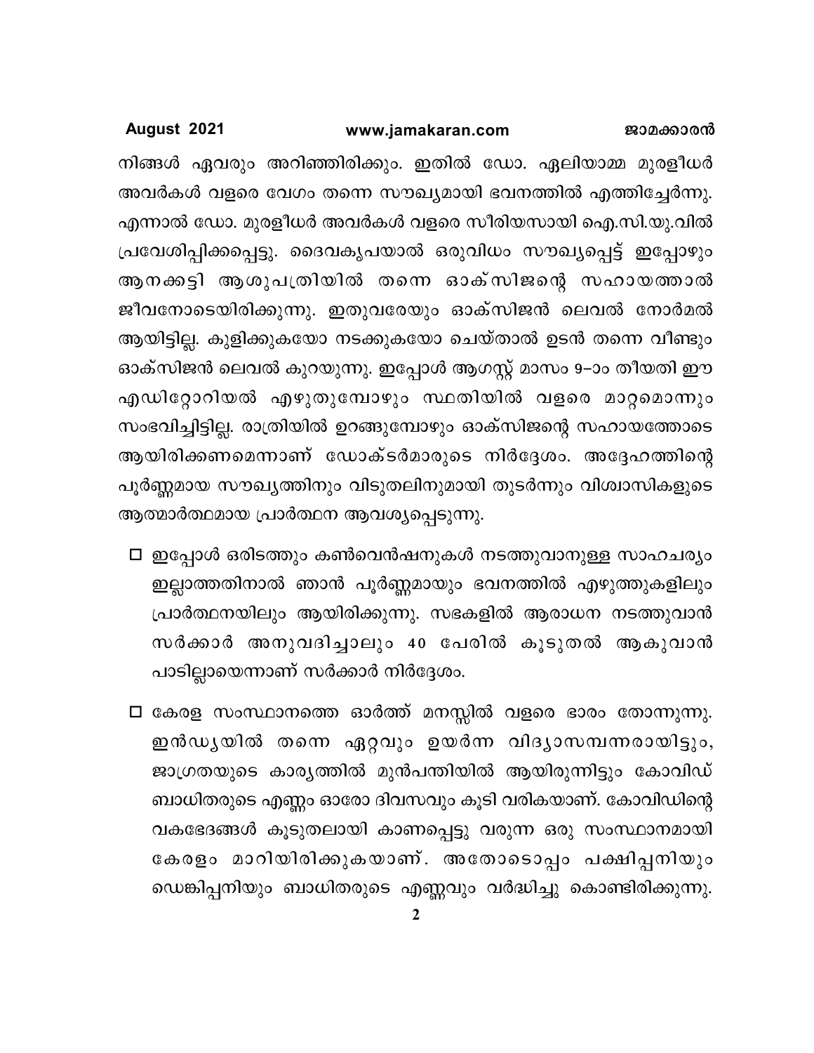നിങ്ങൾ ഏവരും അറിഞ്ഞിരിക്കും. ഇതിൽ ഡോ. ഏലിയാമ്മ മുരളീധർ അവർകൾ വളരെ വേഗം തന്നെ സൗഖ്യമായി ഭവനത്തിൽ എത്തിച്ചേർന്നു. എന്നാൽ ഡോ. മുരളീധർ അവർകൾ വളരെ സീരിയസായി ഐ.സി.യു.വിൽ പ്രവേശിപ്പിക്കപ്പെട്ടു. ദൈവകൃപയാൽ ഒരുവിധം സൗഖ്യപ്പെട്ട് ഇപ്പോഴും ആനക്കട്ടി ആശുപത്രിയിൽ തന്നെ ഓക്സിജന്റെ സഹായത്താൽ ജീവനോടെയിരിക്കുന്നു. ഇതുവരേയും ഓക്സിജൻ ലെവൽ നോർമൽ ആയിട്ടില്ല. കുളിക്കുകയോ നടക്കുകയോ ചെയ്താൽ ഉടൻ തന്നെ വീണ്ടും ഓക്സിജൻ ലെവൽ കുറയുന്നു. ഇപ്പോൾ ആഗസ്റ്റ് മാസം 9–ാം തീയതി ഈ എഡിറ്റോറിയൽ എഴുതുമ്പോഴും സ്ഥിതിയിൽ വളരെ മാറ്റമൊന്നും സംഭവിച്ചിട്ടില്ല. രാത്രിയിൽ ഉറങ്ങുമ്പോഴും ഓക്സിജന്റെ സഹായത്തോടെ ആയിരിക്കണമെന്നാണ് ഡോക്ടർമാരുടെ നിർദ്ദേശം. അദ്ദേഹത്തിന്റെ പൂർണ്ണമായ സൗഖ്യത്തിനും വിടുതലിനുമായി തുടർന്നും വിശ്വാസികളുടെ ആത്മാർത്ഥമായ പ്രാർത്ഥന ആവശ്യപ്പെടുന്നു.

- ഇപ്പോൾ ഒരിടത്തും കൺവെൻഷനുകൾ നടത്തുവാനുള്ള സാഹചര്യം ഇല്ലാത്തതിനാൽ ഞാൻ പൂർണ്ണമായും ഭവനത്തിൽ എഴുത്തുകളിലും പ്രാർത്ഥനയിലും ആയിരിക്കുന്നു. സഭകളിൽ ആരാധന നടത്തുവാൻ സർക്കാർ അനുവദിച്ചാലും 40 പേരിൽ കൂടുതൽ ആകുവാൻ പാടില്ലായെന്നാണ് സർക്കാർ നിർദ്ദേശം.

- കേരള സംസ്ഥാനത്തെ ഓർത്ത് മനസ്സിൽ വളരെ ഭാരം തോന്നുന്നു. ഇൻഡ്യയിൽ തന്നെ ഏറ്റവും ഉയർന്ന വിദ്യാസമ്പന്നരായിട്ടും, ജാഗ്രതയുടെ കാര്യത്തിൽ മുൻപന്തിയിൽ ആയിരുന്നിട്ടും കോവിഡ് ബാധിതരുടെ എണ്ണം ഓരോ ദിവസവും കൂടി വരികയാണ്. കോവിഡിന്റെ വകഭേദങ്ങൾ കൂടുതലായി കാണപ്പെട്ടു വരുന്ന ഒരു സംസ്ഥാനമായി കേരളം മാറിയിരിക്കുകയാണ്. അതോടൊപ്പം പക്ഷിപ്പനിയും ഡെങ്കിപ്പനിയും ബാധിതരുടെ എണ്ണവും വർദ്ധിച്ചു കൊണ്ടിരിക്കുന്നു.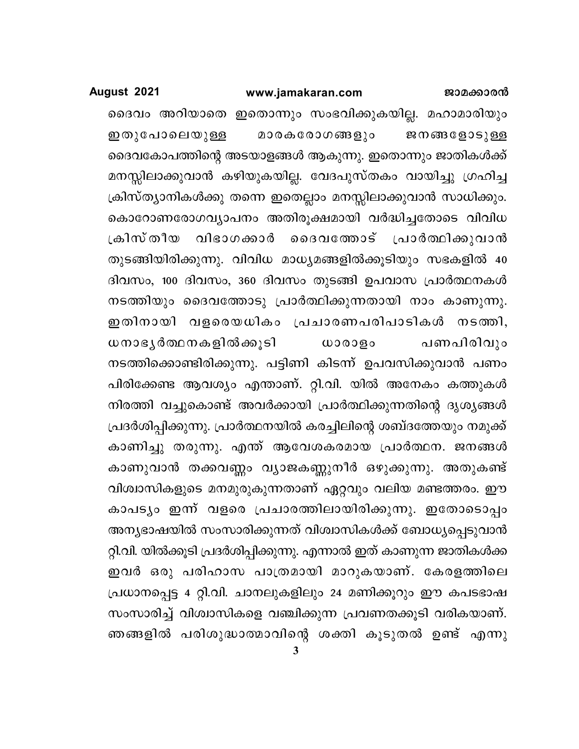ദൈവം അറിയാതെ ഇതൊന്നും സംഭവിക്കുകയില്ല. മഹാമാരിയും ഇതുപോലെയുള്ള മാരകരോഗങ്ങളും ജനങ്ങളോടുള്ള ദൈവകോപത്തിന്റെ അടയാളങ്ങൾ ആകുന്നു. ഇതൊന്നും ജാതികൾക്ക് മനസ്സിലാക്കുവാൻ കഴിയുകയില്ല. വേദപുസ്തകം വായിച്ചു ഗ്രഹിച്ച ക്രിസ്ത്യാനികൾക്കു തന്നെ ഇതെല്ലാം മനസ്സിലാക്കുവാൻ സാധിക്കും. കൊറോണരോഗവ്യാപനം അതിരൂക്ഷമായി വർദ്ധിച്ചതോടെ വിവിധ ക്രിസ്തീയ വിഭാഗക്കാർ ദൈവത്തോട് പ്രാർത്ഥിക്കുവാൻ തുടങ്ങിയിരിക്കുന്നു. വിവിധ മാധ്യമങ്ങളിൽക്കൂടിയും സഭകളിൽ 40 ദിവസം, 100 ദിവസം, 360 ദിവസം തുടങ്ങി ഉപവാസ പ്രാർത്ഥനകൾ നടത്തിയും ദൈവത്തോടു പ്രാർത്ഥിക്കുന്നതായി നാം കാണുന്നു. ഇതിനായി വളരെയധികം പ്രചാരണപരിപാടികൾ നടത്തി, ധനാഭ്യർത്ഥനകളിൽക്കൂടി ധാരാളം പണപിരിവും നടത്തിക്കൊണ്ടിരിക്കുന്നു. പട്ടിണി കിടന്ന് ഉപവസിക്കുവാൻ പണം പിരിക്കേണ്ട ആവശ്യം എന്താണ്. റ്റി.വി. യിൽ അനേകം കത്തുകൾ നിരത്തി വച്ചുകൊണ്ട് അവർക്കായി പ്രാർത്ഥിക്കുന്നതിന്റെ ദൃശ്യങ്ങൾ പ്രദർശിപ്പിക്കുന്നു. പ്രാർത്ഥനയിൽ കരച്ചിലിന്റെ ശബ്ദത്തേയും നമുക്ക് കാണിച്ചു തരുന്നു. എന്ത് ആവേശകരമായ പ്രാർത്ഥന. ജനങ്ങൾ കാണുവാൻ തക്കവണ്ണം വ്യാജകണ്ണുനീർ ഒഴുക്കുന്നു. അതുകണ്ട് വിശ്വാസികളുടെ മനമുരുകുന്നതാണ് ഏറ്റവും വലിയ മണ്ടത്തരം. ഈ കാപട്യം ഇന്ന് വളരെ പ്രചാരത്തിലായിരിക്കുന്നു. ഇതോടൊപ്പം അന്യഭാഷയിൽ സംസാരിക്കുന്നത് വിശ്വാസികൾക്ക് ബോധ്യപ്പെടുവാൻ റ്റി.വി. യിൽക്കൂടി പ്രദർശിപ്പിക്കുന്നു. എന്നാൽ ഇത് കാണുന്ന ജാതികൾക്ക ഇവർ ഒരു പരിഹാസ പാത്രമായി മാറുകയാണ്. കേരളത്തിലെ പ്രധാനപ്പെട്ട 4 റ്റി.വി. ചാനലുകളിലും 24 മണിക്കൂറും ഈ കപടഭാഷ സംസാരിച്ച് വിശ്വാസികളെ വഞ്ചിക്കുന്ന പ്രവണതക്കൂടി വരികയാണ്. ഞങ്ങളിൽ പരിശുദ്ധാത്മാവിന്റെ ശക്തി കൂടുതൽ ഉണ്ട് എന്നു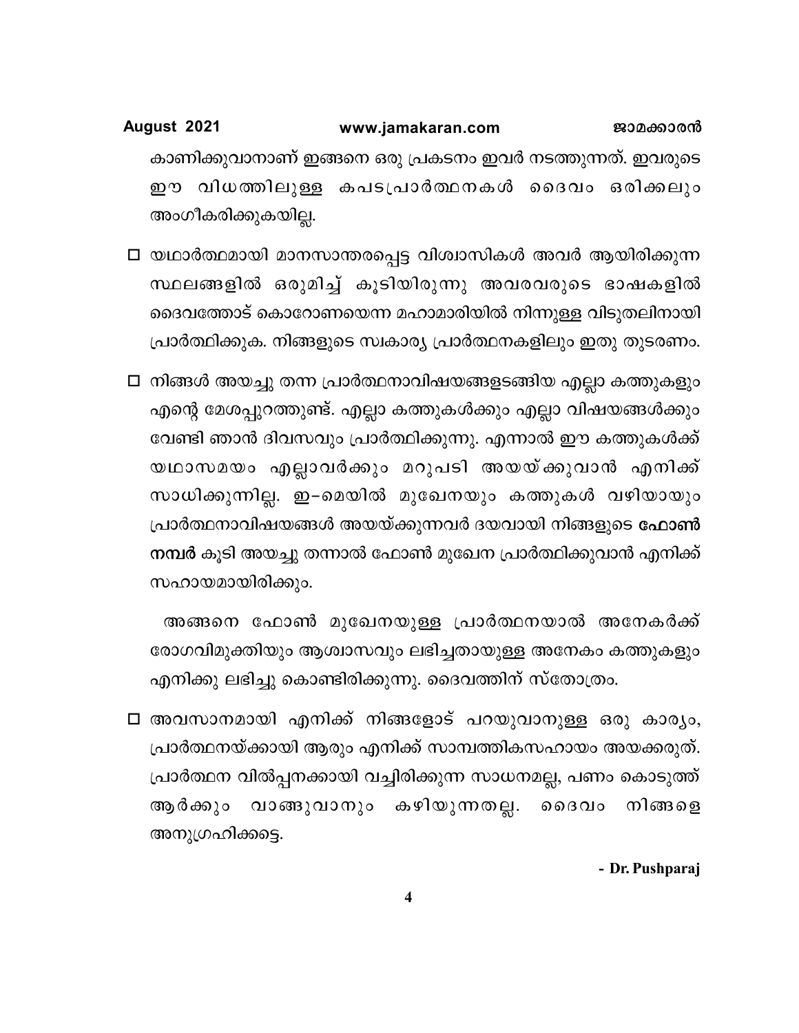കാണിക്കുവാനാണ് ഇങ്ങനെ ഒരു പ്രകടനം ഇവർ നടത്തുന്നത്. ഇവരുടെ ഈ വിധത്തിലുള്ള കപടപ്രാർത്ഥനകൾ ദൈവം ഒരിക്കലും അംഗീകരിക്കുകയില്ല.

- ☐ യഥാർത്ഥമായി മാനസാന്തരപ്പെട്ട വിശ്വാസികൾ അവർ ആയിരിക്കുന്ന സ്ഥലങ്ങളിൽ ഒരുമിച്ച് കൂടിയിരുന്നു അവരവരുടെ ഭാഷകളിൽ ദൈവത്തോട് കൊറോണയെന്ന മഹാമാരിയിൽ നിന്നുള്ള വിടുതലിനായി പ്രാർത്ഥിക്കുക. നിങ്ങളുടെ സ്വകാര്യ പ്രാർത്ഥനകളിലും ഇതു തുടരണം.

- ☐ നിങ്ങൾ അയച്ചു തന്ന പ്രാർത്ഥനാവിഷയങ്ങളടങ്ങിയ എല്ലാ കത്തുകളും എന്റെ മേശപ്പുറത്തുണ്ട്. എല്ലാ കത്തുകൾക്കും എല്ലാ വിഷയങ്ങൾക്കും വേണ്ടി ഞാൻ ദിവസവും പ്രാർത്ഥിക്കുന്നു. എന്നാൽ ഈ കത്തുകൾക്ക് യഥാസമയം എല്ലാവർക്കും മറുപടി അയയ്ക്കുവാൻ എനിക്ക് സാധിക്കുന്നില്ല. ഇ-മെയിൽ മുഖേനയും കത്തുകൾ വഴിയായും പ്രാർത്ഥനാവിഷയങ്ങൾ അയയ്ക്കുന്നവർ ദയവായി നിങ്ങളുടെ **ഫോൺ നമ്പർ** കൂടി അയച്ചു തന്നാൽ ഫോൺ മുഖേന പ്രാർത്ഥിക്കുവാൻ എനിക്ക് സഹായമായിരിക്കും.

  അങ്ങനെ ഫോൺ മുഖേനയുള്ള പ്രാർത്ഥനയാൽ അനേകർക്ക് രോഗവിമുക്തിയും ആശ്വാസവും ലഭിച്ചതായുള്ള അനേകം കത്തുകളും എനിക്കു ലഭിച്ചു കൊണ്ടിരിക്കുന്നു. ദൈവത്തിന് സ്തോത്രം.

- ☐ അവസാനമായി എനിക്ക് നിങ്ങളോട് പറയുവാനുള്ള ഒരു കാര്യം, പ്രാർത്ഥനയ്ക്കായി ആരും എനിക്ക് സാമ്പത്തികസഹായം അയക്കരുത്. പ്രാർത്ഥന വിൽപ്പനക്കായി വച്ചിരിക്കുന്ന സാധനമല്ല, പണം കൊടുത്ത് ആർക്കും വാങ്ങുവാനും കഴിയുന്നതല്ല. ദൈവം നിങ്ങളെ അനുഗ്രഹിക്കട്ടെ.

**- Dr. Pushparaj**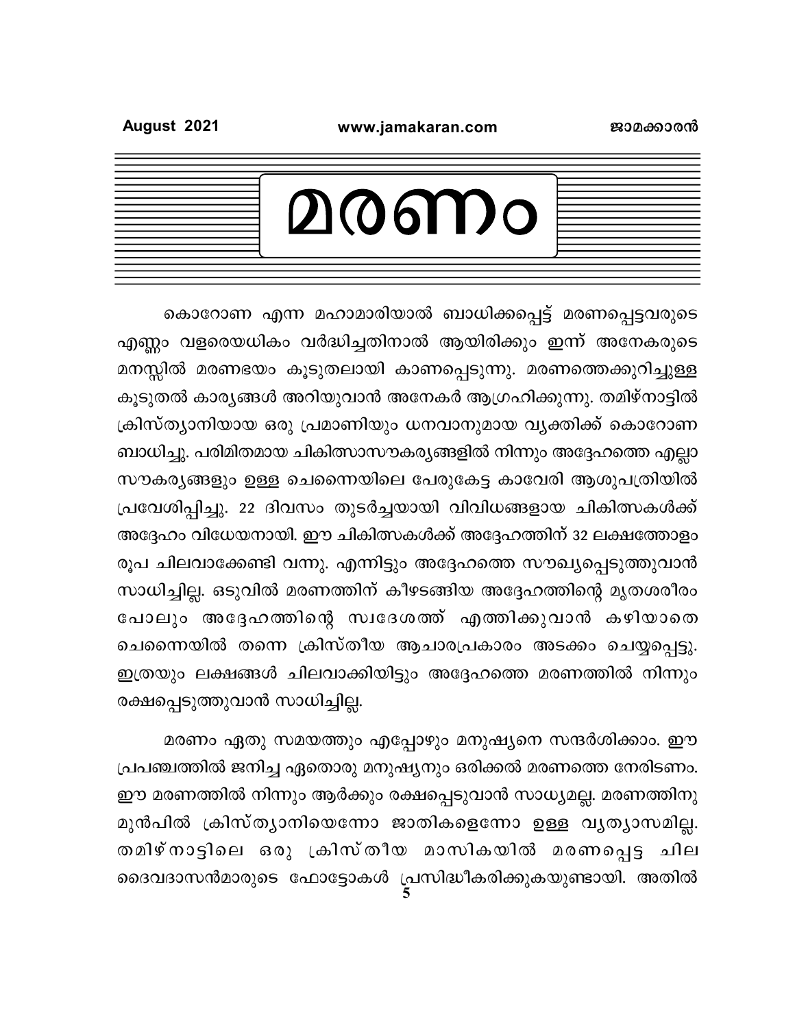# മരണം

കൊറോണ എന്ന മഹാമാരിയാൽ ബാധിക്കപ്പെട്ട് മരണപ്പെട്ടവരുടെ എണ്ണം വളരെയധികം വർദ്ധിച്ചതിനാൽ ആയിരിക്കും ഇന്ന് അനേകരുടെ മനസ്സിൽ മരണഭയം കൂടുതലായി കാണപ്പെടുന്നു. മരണത്തെക്കുറിച്ചുള്ള കൂടുതൽ കാര്യങ്ങൾ അറിയുവാൻ അനേകർ ആഗ്രഹിക്കുന്നു. തമിഴ്നാട്ടിൽ ക്രിസ്ത്യാനിയായ ഒരു പ്രമാണിയും ധനവാനുമായ വ്യക്തിക്ക് കൊറോണ ബാധിച്ചു. പരിമിതമായ ചികിത്സാസൗകര്യങ്ങളിൽ നിന്നും അദ്ദേഹത്തെ എല്ലാ സൗകര്യങ്ങളും ഉള്ള ചെന്നൈയിലെ പേരുകേട്ട കാവേരി ആശുപത്രിയിൽ പ്രവേശിപ്പിച്ചു. 22 ദിവസം തുടർച്ചയായി വിവിധങ്ങളായ ചികിത്സകൾക്ക് അദ്ദേഹം വിധേയനായി. ഈ ചികിത്സകൾക്ക് അദ്ദേഹത്തിന് 32 ലക്ഷത്തോളം രൂപ ചിലവാക്കേണ്ടി വന്നു. എന്നിട്ടും അദ്ദേഹത്തെ സൗഖ്യപ്പെടുത്തുവാൻ സാധിച്ചില്ല. ഒടുവിൽ മരണത്തിന് കീഴടങ്ങിയ അദ്ദേഹത്തിന്റെ മൃതശരീരം പോലും അദ്ദേഹത്തിന്റെ സ്വദേശത്ത് എത്തിക്കുവാൻ കഴിയാതെ ചെന്നൈയിൽ തന്നെ ക്രിസ്തീയ ആചാരപ്രകാരം അടക്കം ചെയ്യപ്പെട്ടു. ഇത്രയും ലക്ഷങ്ങൾ ചിലവാക്കിയിട്ടും അദ്ദേഹത്തെ മരണത്തിൽ നിന്നും രക്ഷപ്പെടുത്തുവാൻ സാധിച്ചില്ല.

മരണം ഏതു സമയത്തും എപ്പോഴും മനുഷ്യനെ സന്ദർശിക്കാം. ഈ പ്രപഞ്ചത്തിൽ ജനിച്ച ഏതൊരു മനുഷ്യനും ഒരിക്കൽ മരണത്തെ നേരിടണം. ഈ മരണത്തിൽ നിന്നും ആർക്കും രക്ഷപ്പെടുവാൻ സാധ്യമല്ല. മരണത്തിനു മുൻപിൽ ക്രിസ്ത്യാനിയെന്നോ ജാതികളെന്നോ ഉള്ള വ്യത്യാസമില്ല. തമിഴ്നാട്ടിലെ ഒരു ക്രിസ്തീയ മാസികയിൽ മരണപ്പെട്ട ചില ദൈവദാസൻമാരുടെ ഫോട്ടോകൾ പ്രസിദ്ധീകരിക്കുകയുണ്ടായി. അതിൽ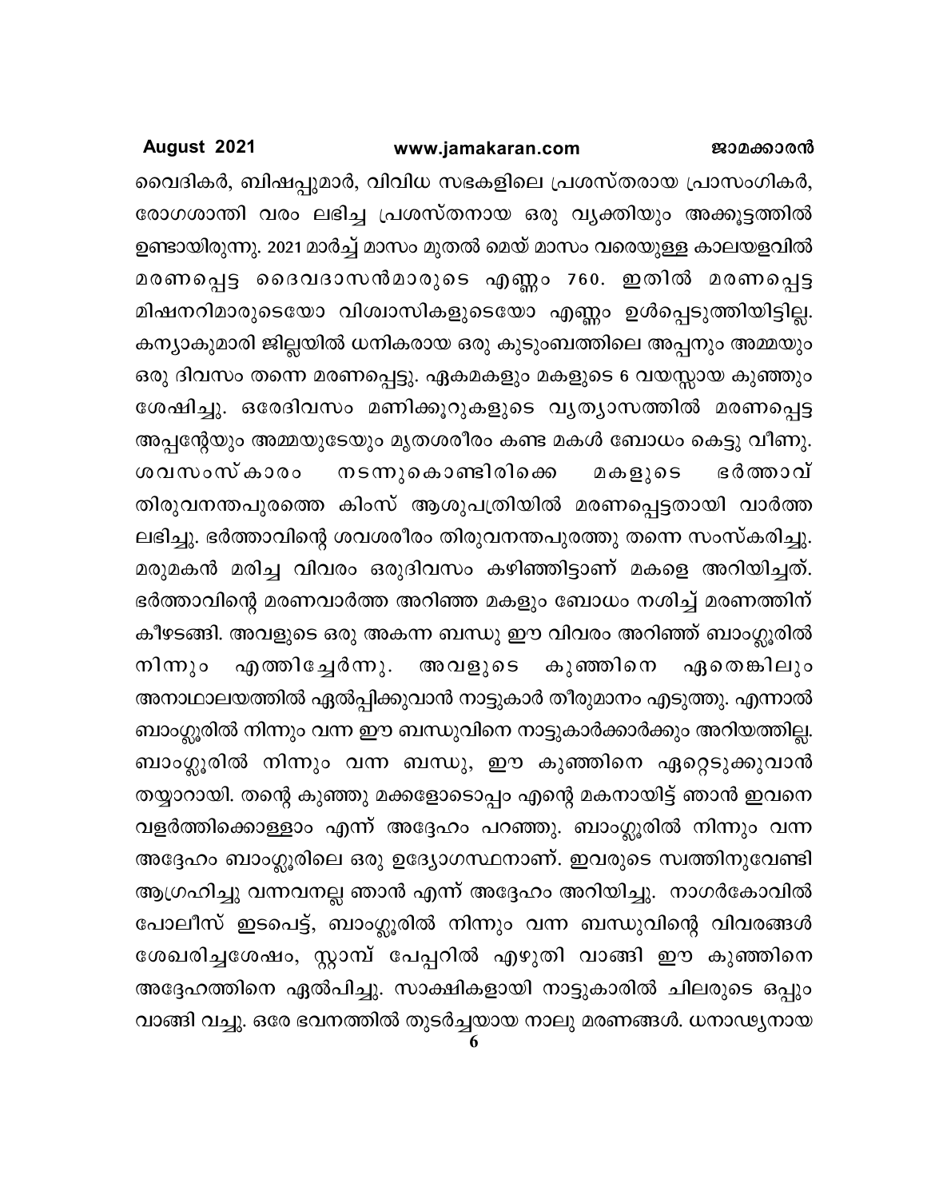വൈദികർ, ബിഷപ്പുമാർ, വിവിധ സഭകളിലെ പ്രശസ്തരായ പ്രാസംഗികർ, രോഗശാന്തി വരം ലഭിച്ച പ്രശസ്തനായ ഒരു വ്യക്തിയും അക്കൂട്ടത്തിൽ ഉണ്ടായിരുന്നു. 2021 മാർച്ച് മാസം മുതൽ മെയ് മാസം വരെയുള്ള കാലയളവിൽ മരണപ്പെട്ട ദൈവദാസൻമാരുടെ എണ്ണം 760. ഇതിൽ മരണപ്പെട്ട മിഷനറിമാരുടെയോ വിശ്വാസികളുടെയോ എണ്ണം ഉൾപ്പെടുത്തിയിട്ടില്ല. കന്യാകുമാരി ജില്ലയിൽ ധനികരായ ഒരു കുടുംബത്തിലെ അപ്പനും അമ്മയും ഒരു ദിവസം തന്നെ മരണപ്പെട്ടു. ഏകമകളും മകളുടെ 6 വയസ്സായ കുഞ്ഞും ശേഷിച്ചു. ഒരേദിവസം മണിക്കൂറുകളുടെ വ്യത്യാസത്തിൽ മരണപ്പെട്ട അപ്പന്റേയും അമ്മയുടേയും മൃതശരീരം കണ്ട മകൾ ബോധം കെട്ടു വീണു. ശവസംസ്കാരം നടന്നുകൊണ്ടിരിക്കെ മകളുടെ ഭർത്താവ് തിരുവനന്തപുരത്തെ കിംസ് ആശുപത്രിയിൽ മരണപ്പെട്ടതായി വാർത്ത ലഭിച്ചു. ഭർത്താവിന്റെ ശവശരീരം തിരുവനന്തപുരത്തു തന്നെ സംസ്കരിച്ചു. മരുമകൻ മരിച്ച വിവരം ഒരുദിവസം കഴിഞ്ഞിട്ടാണ് മകളെ അറിയിച്ചത്. ഭർത്താവിന്റെ മരണവാർത്ത അറിഞ്ഞ മകളും ബോധം നശിച്ച് മരണത്തിന് കീഴടങ്ങി. അവളുടെ ഒരു അകന്ന ബന്ധു ഈ വിവരം അറിഞ്ഞ് ബാംഗ്ലൂരിൽ നിന്നും എത്തിച്ചേർന്നു. അവളുടെ കുഞ്ഞിനെ ഏതെങ്കിലും അനാഥാലയത്തിൽ ഏൽപ്പിക്കുവാൻ നാട്ടുകാർ തീരുമാനം എടുത്തു. എന്നാൽ ബാംഗ്ലൂരിൽ നിന്നും വന്ന ഈ ബന്ധുവിനെ നാട്ടുകാർക്കാർക്കും അറിയത്തില്ല. ബാംഗ്ലൂരിൽ നിന്നും വന്ന ബന്ധു, ഈ കുഞ്ഞിനെ ഏറ്റെടുക്കുവാൻ തയ്യാറായി. തന്റെ കുഞ്ഞു മക്കളോടൊപ്പം എന്റെ മകനായിട്ട് ഞാൻ ഇവനെ വളർത്തിക്കൊള്ളാം എന്ന് അദ്ദേഹം പറഞ്ഞു. ബാംഗ്ലൂരിൽ നിന്നും വന്ന അദ്ദേഹം ബാംഗ്ലൂരിലെ ഒരു ഉദ്യോഗസ്ഥനാണ്. ഇവരുടെ സ്വത്തിനുവേണ്ടി ആഗ്രഹിച്ചു വന്നവനല്ല ഞാൻ എന്ന് അദ്ദേഹം അറിയിച്ചു. നാഗർകോവിൽ പോലീസ് ഇടപെട്ട്, ബാംഗ്ലൂരിൽ നിന്നും വന്ന ബന്ധുവിന്റെ വിവരങ്ങൾ ശേഖരിച്ചശേഷം, സ്റ്റാമ്പ് പേപ്പറിൽ എഴുതി വാങ്ങി ഈ കുഞ്ഞിനെ അദ്ദേഹത്തിനെ ഏൽപിച്ചു. സാക്ഷികളായി നാട്ടുകാരിൽ ചിലരുടെ ഒപ്പും വാങ്ങി വച്ചു. ഒരേ ഭവനത്തിൽ തുടർച്ചയായ നാലു മരണങ്ങൾ. ധനാഢ്യനായ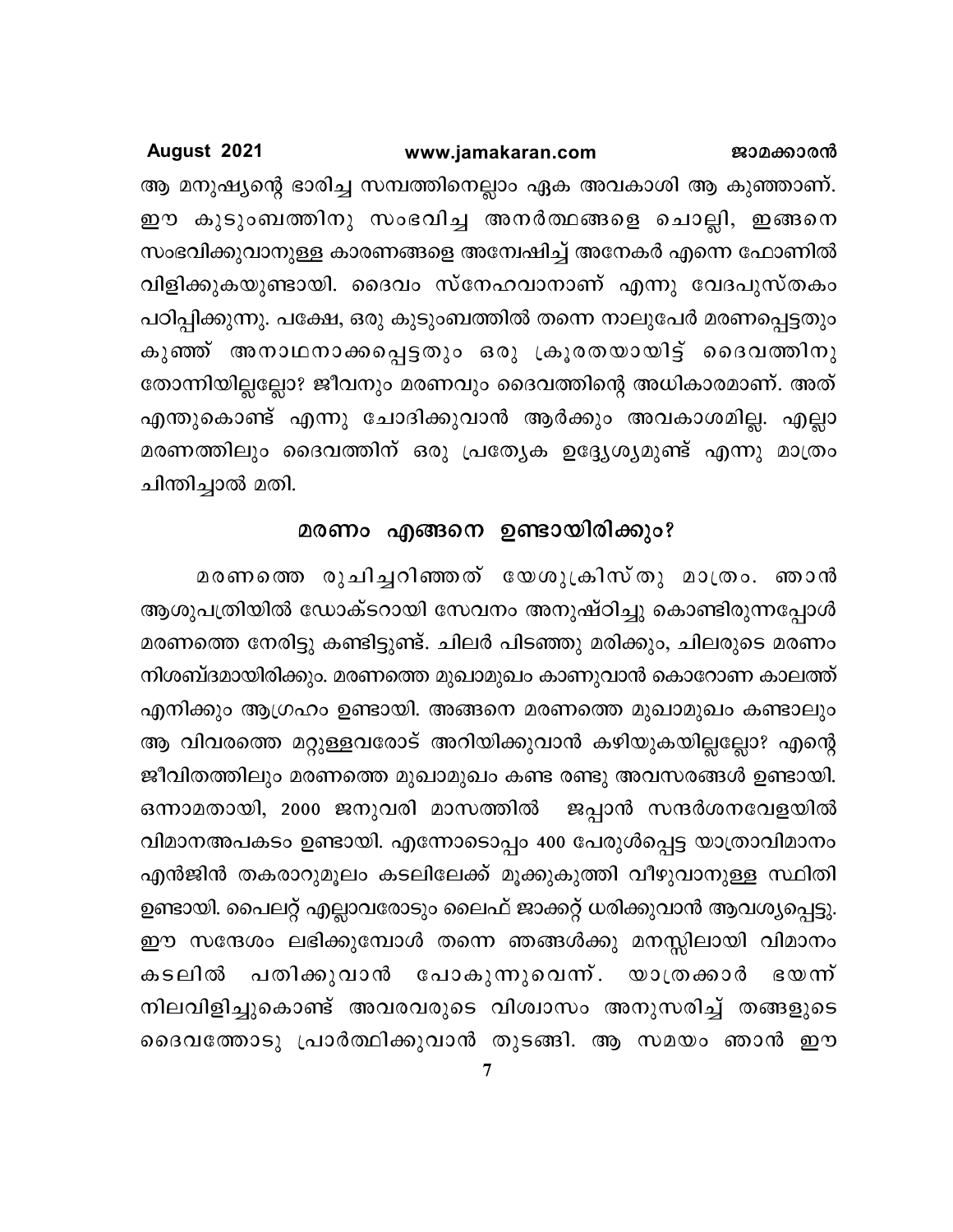ആ മനുഷ്യന്റെ ഭാരിച്ച സമ്പത്തിനെല്ലാം ഏക അവകാശി ആ കുഞ്ഞാണ്. ഈ കുടുംബത്തിനു സംഭവിച്ച അനർത്ഥങ്ങളെ ചൊല്ലി, ഇങ്ങനെ സംഭവിക്കുവാനുള്ള കാരണങ്ങളെ അന്വേഷിച്ച് അനേകർ എന്നെ ഫോണിൽ വിളിക്കുകയുണ്ടായി. ദൈവം സ്നേഹവാനാണ് എന്നു വേദപുസ്തകം പഠിപ്പിക്കുന്നു. പക്ഷേ, ഒരു കുടുംബത്തിൽ തന്നെ നാലുപേർ മരണപ്പെട്ടതും കുഞ്ഞ് അനാഥനാക്കപ്പെട്ടതും ഒരു ക്രൂരതയായിട്ട് ദൈവത്തിനു തോന്നിയില്ലല്ലോ? ജീവനും മരണവും ദൈവത്തിന്റെ അധികാരമാണ്. അത് എന്തുകൊണ്ട് എന്നു ചോദിക്കുവാൻ ആർക്കും അവകാശമില്ല. എല്ലാ മരണത്തിലും ദൈവത്തിന് ഒരു പ്രത്യേക ഉദ്ദ്യേശ്യമുണ്ട് എന്നു മാത്രം ചിന്തിച്ചാൽ മതി.

## മരണം എങ്ങനെ ഉണ്ടായിരിക്കും?

മരണത്തെ രുചിച്ചറിഞ്ഞത് യേശുക്രിസ്തു മാത്രം. ഞാൻ ആശുപത്രിയിൽ ഡോക്ടറായി സേവനം അനുഷ്ഠിച്ചു കൊണ്ടിരുന്നപ്പോൾ മരണത്തെ നേരിട്ടു കണ്ടിട്ടുണ്ട്. ചിലർ പിടഞ്ഞു മരിക്കും, ചിലരുടെ മരണം നിശബ്ദമായിരിക്കും. മരണത്തെ മുഖാമുഖം കാണുവാൻ കൊറോണ കാലത്ത് എനിക്കും ആഗ്രഹം ഉണ്ടായി. അങ്ങനെ മരണത്തെ മുഖാമുഖം കണ്ടാലും ആ വിവരത്തെ മറ്റുള്ളവരോട് അറിയിക്കുവാൻ കഴിയുകയില്ലല്ലോ? എന്റെ ജീവിതത്തിലും മരണത്തെ മുഖാമുഖം കണ്ട രണ്ടു അവസരങ്ങൾ ഉണ്ടായി. ഒന്നാമതായി, 2000 ജനുവരി മാസത്തിൽ ജപ്പാൻ സന്ദർശനവേളയിൽ വിമാനഅപകടം ഉണ്ടായി. എന്നോടൊപ്പം 400 പേരുൾപ്പെട്ട യാത്രാവിമാനം എൻജിൻ തകരാറുമൂലം കടലിലേക്ക് മൂക്കുകുത്തി വീഴുവാനുള്ള സ്ഥിതി ഉണ്ടായി. പൈലറ്റ് എല്ലാവരോടും ലൈഫ് ജാക്കറ്റ് ധരിക്കുവാൻ ആവശ്യപ്പെട്ടു. ഈ സന്ദേശം ലഭിക്കുമ്പോൾ തന്നെ ഞങ്ങൾക്കു മനസ്സിലായി വിമാനം കടലിൽ പതിക്കുവാൻ പോകുന്നുവെന്ന്. യാത്രക്കാർ ഭയന്ന് നിലവിളിച്ചുകൊണ്ട് അവരവരുടെ വിശ്വാസം അനുസരിച്ച് തങ്ങളുടെ ദൈവത്തോടു പ്രാർത്ഥിക്കുവാൻ തുടങ്ങി. ആ സമയം ഞാൻ ഈ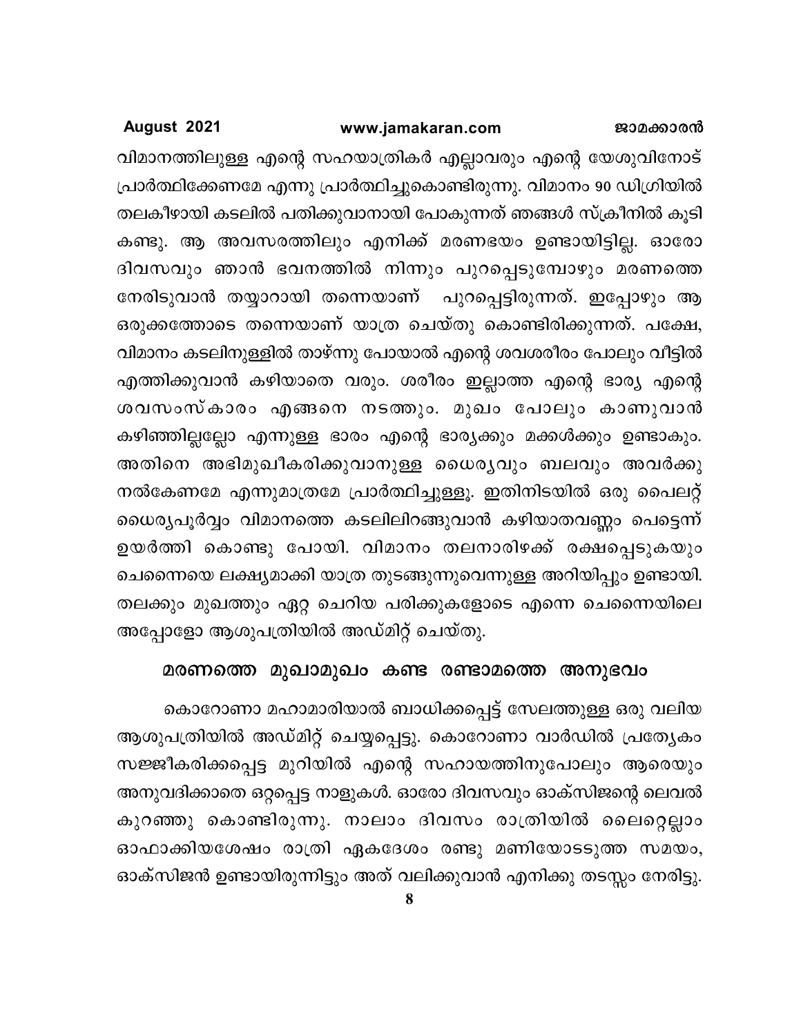വിമാനത്തിലുള്ള എന്റെ സഹയാത്രികർ എല്ലാവരും എന്റെ യേശുവിനോട് പ്രാർത്ഥിക്കേണമേ എന്നു പ്രാർത്ഥിച്ചുകൊണ്ടിരുന്നു. വിമാനം 90 ഡിഗ്രിയിൽ തലകീഴായി കടലിൽ പതിക്കുവാനായി പോകുന്നത് ഞങ്ങൾ സ്ക്രീനിൽ കൂടി കണ്ടു. ആ അവസരത്തിലും എനിക്ക് മരണഭയം ഉണ്ടായിട്ടില്ല. ഓരോ ദിവസവും ഞാൻ ഭവനത്തിൽ നിന്നും പുറപ്പെടുമ്പോഴും മരണത്തെ നേരിടുവാൻ തയ്യാറായി തന്നെയാണ് പുറപ്പെട്ടിരുന്നത്. ഇപ്പോഴും ആ ഒരുക്കത്തോടെ തന്നെയാണ് യാത്ര ചെയ്തു കൊണ്ടിരിക്കുന്നത്. പക്ഷേ, വിമാനം കടലിനുള്ളിൽ താഴ്ന്നു പോയാൽ എന്റെ ശവശരീരം പോലും വീട്ടിൽ എത്തിക്കുവാൻ കഴിയാതെ വരും. ശരീരം ഇല്ലാത്ത എന്റെ ഭാര്യ എന്റെ ശവസംസ്കാരം എങ്ങനെ നടത്തും. മുഖം പോലും കാണുവാൻ കഴിഞ്ഞില്ലല്ലോ എന്നുള്ള ഭാരം എന്റെ ഭാര്യക്കും മക്കൾക്കും ഉണ്ടാകും. അതിനെ അഭിമുഖീകരിക്കുവാനുള്ള ധൈര്യവും ബലവും അവർക്കു നൽകേണമേ എന്നുമാത്രമേ പ്രാർത്ഥിച്ചുള്ളൂ. ഇതിനിടയിൽ ഒരു പൈലറ്റ് ധൈര്യപൂർവ്വം വിമാനത്തെ കടലിലിറങ്ങുവാൻ കഴിയാതവണ്ണം പെട്ടെന്ന് ഉയർത്തി കൊണ്ടു പോയി. വിമാനം തലനാരിഴക്ക് രക്ഷപ്പെടുകയും ചെന്നൈയെ ലക്ഷ്യമാക്കി യാത്ര തുടങ്ങുന്നുവെന്നുള്ള അറിയിപ്പും ഉണ്ടായി. തലക്കും മുഖത്തും ഏറ്റ ചെറിയ പരിക്കുകളോടെ എന്നെ ചെന്നൈയിലെ അപ്പോളോ ആശുപത്രിയിൽ അഡ്മിറ്റ് ചെയ്തു.

## മരണത്തെ മുഖാമുഖം കണ്ട രണ്ടാമത്തെ അനുഭവം

കൊറോണാ മഹാമാരിയാൽ ബാധിക്കപ്പെട്ട് സേലത്തുള്ള ഒരു വലിയ ആശുപത്രിയിൽ അഡ്മിറ്റ് ചെയ്യപ്പെട്ടു. കൊറോണാ വാർഡിൽ പ്രത്യേകം സജ്ജീകരിക്കപ്പെട്ട മുറിയിൽ എന്റെ സഹായത്തിനുപോലും ആരെയും അനുവദിക്കാതെ ഒറ്റപ്പെട്ട നാളുകൾ. ഓരോ ദിവസവും ഓക്സിജന്റെ ലെവൽ കുറഞ്ഞു കൊണ്ടിരുന്നു. നാലാം ദിവസം രാത്രിയിൽ ലൈറ്റെല്ലാം ഓഫാക്കിയശേഷം രാത്രി ഏകദേശം രണ്ടു മണിയോടടുത്ത സമയം, ഓക്സിജൻ ഉണ്ടായിരുന്നിട്ടും അത് വലിക്കുവാൻ എനിക്കു തടസ്സം നേരിട്ടു.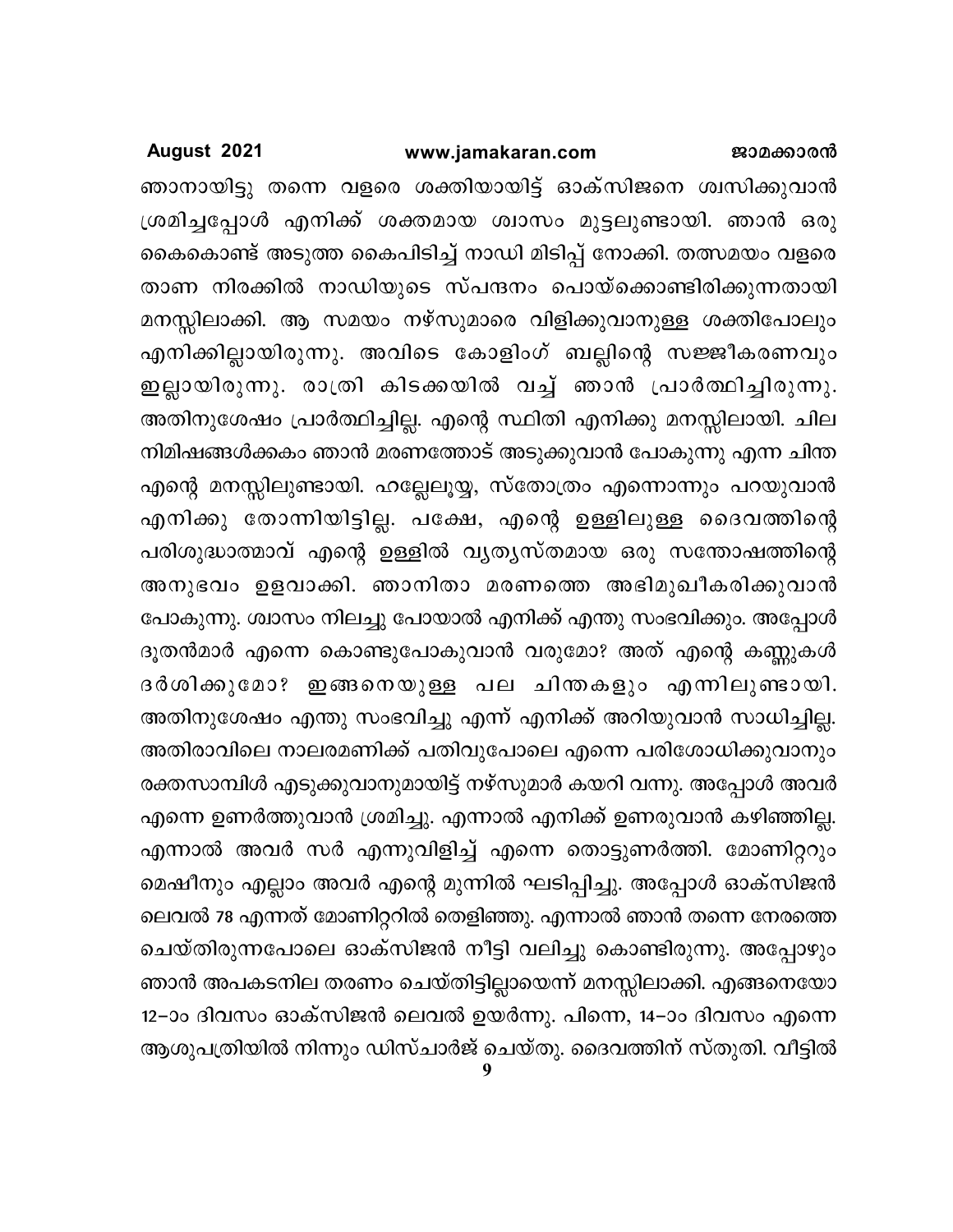ഞാനായിട്ടു തന്നെ വളരെ ശക്തിയായിട്ട് ഓക്സിജനെ ശ്വസിക്കുവാൻ ശ്രമിച്ചപ്പോൾ എനിക്ക് ശക്തമായ ശ്വാസം മുട്ടലുണ്ടായി. ഞാൻ ഒരു കൈകൊണ്ട് അടുത്ത കൈപിടിച്ച് നാഡി മിടിപ്പ് നോക്കി. തത്സമയം വളരെ താണ നിരക്കിൽ നാഡിയുടെ സ്പന്ദനം പൊയ്ക്കൊണ്ടിരിക്കുന്നതായി മനസ്സിലാക്കി. ആ സമയം നഴ്സുമാരെ വിളിക്കുവാനുള്ള ശക്തിപോലും എനിക്കില്ലായിരുന്നു. അവിടെ കോളിംഗ് ബല്ലിന്റെ സജ്ജീകരണവും ഇല്ലായിരുന്നു. രാത്രി കിടക്കയിൽ വച്ച് ഞാൻ പ്രാർത്ഥിച്ചിരുന്നു. അതിനുശേഷം പ്രാർത്ഥിച്ചില്ല. എന്റെ സ്ഥിതി എനിക്കു മനസ്സിലായി. ചില നിമിഷങ്ങൾക്കകം ഞാൻ മരണത്തോട് അടുക്കുവാൻ പോകുന്നു എന്ന ചിന്ത എന്റെ മനസ്സിലുണ്ടായി. ഹല്ലേലൂയ്യ, സ്തോത്രം എന്നൊന്നും പറയുവാൻ എനിക്കു തോന്നിയിട്ടില്ല. പക്ഷേ, എന്റെ ഉള്ളിലുള്ള ദൈവത്തിന്റെ പരിശുദ്ധാത്മാവ് എന്റെ ഉള്ളിൽ വ്യത്യസ്തമായ ഒരു സന്തോഷത്തിന്റെ അനുഭവം ഉളവാക്കി. ഞാനിതാ മരണത്തെ അഭിമുഖീകരിക്കുവാൻ പോകുന്നു. ശ്വാസം നിലച്ചു പോയാൽ എനിക്ക് എന്തു സംഭവിക്കും. അപ്പോൾ ദൂതൻമാർ എന്നെ കൊണ്ടുപോകുവാൻ വരുമോ? അത് എന്റെ കണ്ണുകൾ ദർശിക്കുമോ? ഇങ്ങനെയുള്ള പല ചിന്തകളും എന്നിലുണ്ടായി. അതിനുശേഷം എന്തു സംഭവിച്ചു എന്ന് എനിക്ക് അറിയുവാൻ സാധിച്ചില്ല. അതിരാവിലെ നാലരമണിക്ക് പതിവുപോലെ എന്നെ പരിശോധിക്കുവാനും രക്തസാമ്പിൾ എടുക്കുവാനുമായിട്ട് നഴ്സുമാർ കയറി വന്നു. അപ്പോൾ അവർ എന്നെ ഉണർത്തുവാൻ ശ്രമിച്ചു. എന്നാൽ എനിക്ക് ഉണരുവാൻ കഴിഞ്ഞില്ല. എന്നാൽ അവർ സർ എന്നുവിളിച്ച് എന്നെ തൊട്ടുണർത്തി. മോണിറ്ററും മെഷീനും എല്ലാം അവർ എന്റെ മുന്നിൽ ഘടിപ്പിച്ചു. അപ്പോൾ ഓക്സിജൻ ലെവൽ 78 എന്നത് മോണിറ്ററിൽ തെളിഞ്ഞു. എന്നാൽ ഞാൻ തന്നെ നേരത്തെ ചെയ്തിരുന്നപോലെ ഓക്സിജൻ നീട്ടി വലിച്ചു കൊണ്ടിരുന്നു. അപ്പോഴും ഞാൻ അപകടനില തരണം ചെയ്തിട്ടില്ലായെന്ന് മനസ്സിലാക്കി. എങ്ങനെയോ 12-ാം ദിവസം ഓക്സിജൻ ലെവൽ ഉയർന്നു. പിന്നെ, 14-ാം ദിവസം എന്നെ ആശുപത്രിയിൽ നിന്നും ഡിസ്ചാർജ് ചെയ്തു. ദൈവത്തിന് സ്തുതി. വീട്ടിൽ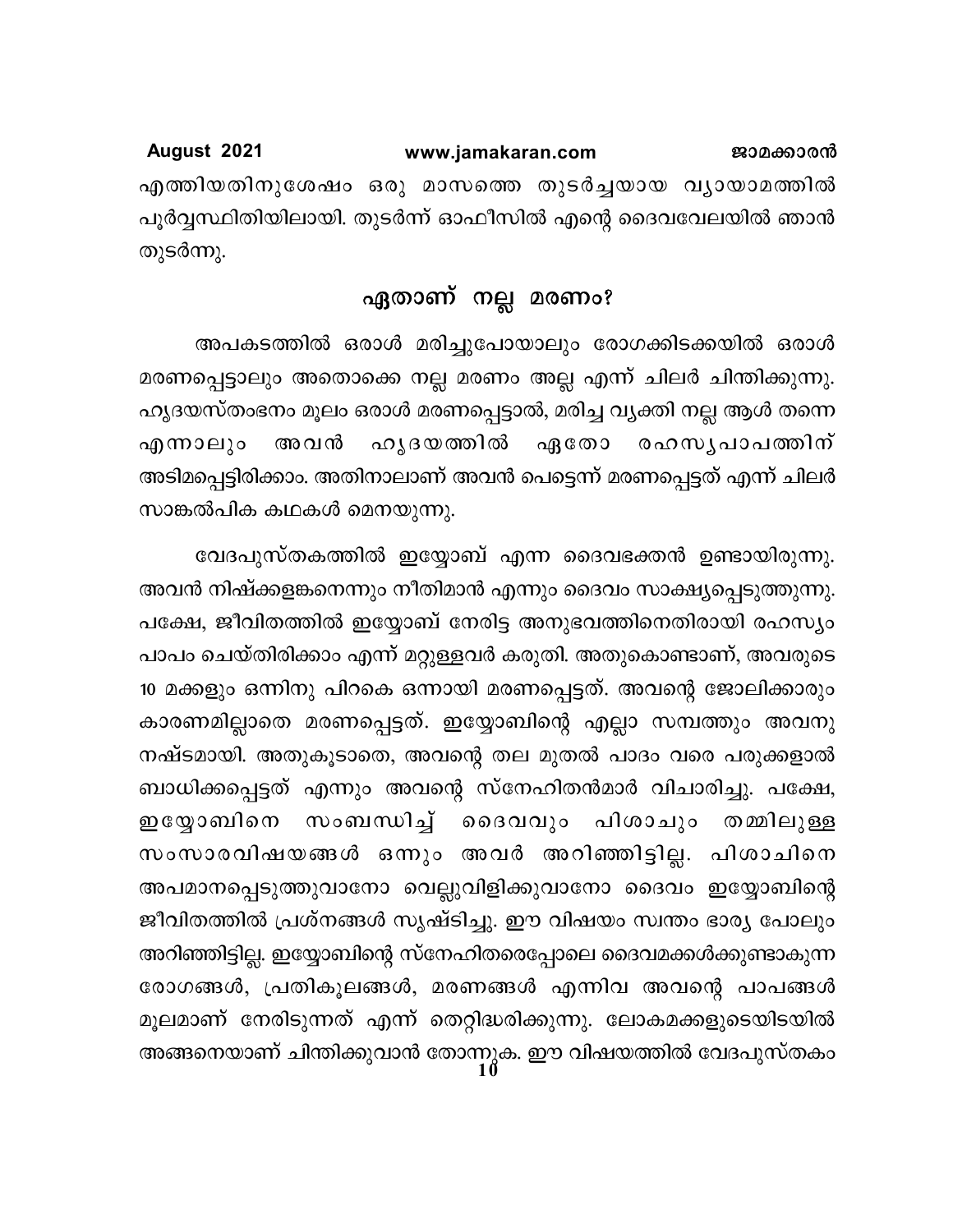എത്തിയതിനുശേഷം ഒരു മാസത്തെ തുടർച്ചയായ വ്യായാമത്തിൽ പൂർവ്വസ്ഥിതിയിലായി. തുടർന്ന് ഓഫീസിൽ എന്റെ ദൈവവേലയിൽ ഞാൻ തുടർന്നു.

## ഏതാണ് നല്ല മരണം?

അപകടത്തിൽ ഒരാൾ മരിച്ചുപോയാലും രോഗക്കിടക്കയിൽ ഒരാൾ മരണപ്പെട്ടാലും അതൊക്കെ നല്ല മരണം അല്ല എന്ന് ചിലർ ചിന്തിക്കുന്നു. ഹൃദയസ്തംഭനം മൂലം ഒരാൾ മരണപ്പെട്ടാൽ, മരിച്ച വ്യക്തി നല്ല ആൾ തന്നെ എന്നാലും അവൻ ഹൃദയത്തിൽ ഏതോ രഹസ്യപാപത്തിന് അടിമപ്പെട്ടിരിക്കാം. അതിനാലാണ് അവൻ പെട്ടെന്ന് മരണപ്പെട്ടത് എന്ന് ചിലർ സാങ്കൽപിക കഥകൾ മെനയുന്നു.

വേദപുസ്തകത്തിൽ ഇയ്യോബ് എന്ന ദൈവഭക്തൻ ഉണ്ടായിരുന്നു. അവൻ നിഷ്ക്കളങ്കനെന്നും നീതിമാൻ എന്നും ദൈവം സാക്ഷ്യപ്പെടുത്തുന്നു. പക്ഷേ, ജീവിതത്തിൽ ഇയ്യോബ് നേരിട്ട അനുഭവത്തിനെതിരായി രഹസ്യം പാപം ചെയ്തിരിക്കാം എന്ന് മറ്റുള്ളവർ കരുതി. അതുകൊണ്ടാണ്, അവരുടെ 10 മക്കളും ഒന്നിനു പിറകെ ഒന്നായി മരണപ്പെട്ടത്. അവന്റെ ജോലിക്കാരും കാരണമില്ലാതെ മരണപ്പെട്ടത്. ഇയ്യോബിന്റെ എല്ലാ സമ്പത്തും അവനു നഷ്ടമായി. അതുകൂടാതെ, അവന്റെ തല മുതൽ പാദം വരെ പരുക്കളാൽ ബാധിക്കപ്പെട്ടത് എന്നും അവന്റെ സ്നേഹിതൻമാർ വിചാരിച്ചു. പക്ഷേ, ഇയ്യോബിനെ സംബന്ധിച്ച് ദൈവവും പിശാചും തമ്മിലുള്ള സംസാരവിഷയങ്ങൾ ഒന്നും അവർ അറിഞ്ഞിട്ടില്ല. പിശാചിനെ അപമാനപ്പെടുത്തുവാനോ വെല്ലുവിളിക്കുവാനോ ദൈവം ഇയ്യോബിന്റെ ജീവിതത്തിൽ പ്രശ്നങ്ങൾ സൃഷ്ടിച്ചു. ഈ വിഷയം സ്വന്തം ഭാര്യ പോലും അറിഞ്ഞിട്ടില്ല. ഇയ്യോബിന്റെ സ്നേഹിതരെപ്പോലെ ദൈവമക്കൾക്കുണ്ടാകുന്ന രോഗങ്ങൾ, പ്രതികൂലങ്ങൾ, മരണങ്ങൾ എന്നിവ അവന്റെ പാപങ്ങൾ മൂലമാണ് നേരിടുന്നത് എന്ന് തെറ്റിദ്ധരിക്കുന്നു. ലോകമക്കളുടെയിടയിൽ അങ്ങനെയാണ് ചിന്തിക്കുവാൻ തോന്നുക. ഈ വിഷയത്തിൽ വേദപുസ്തകം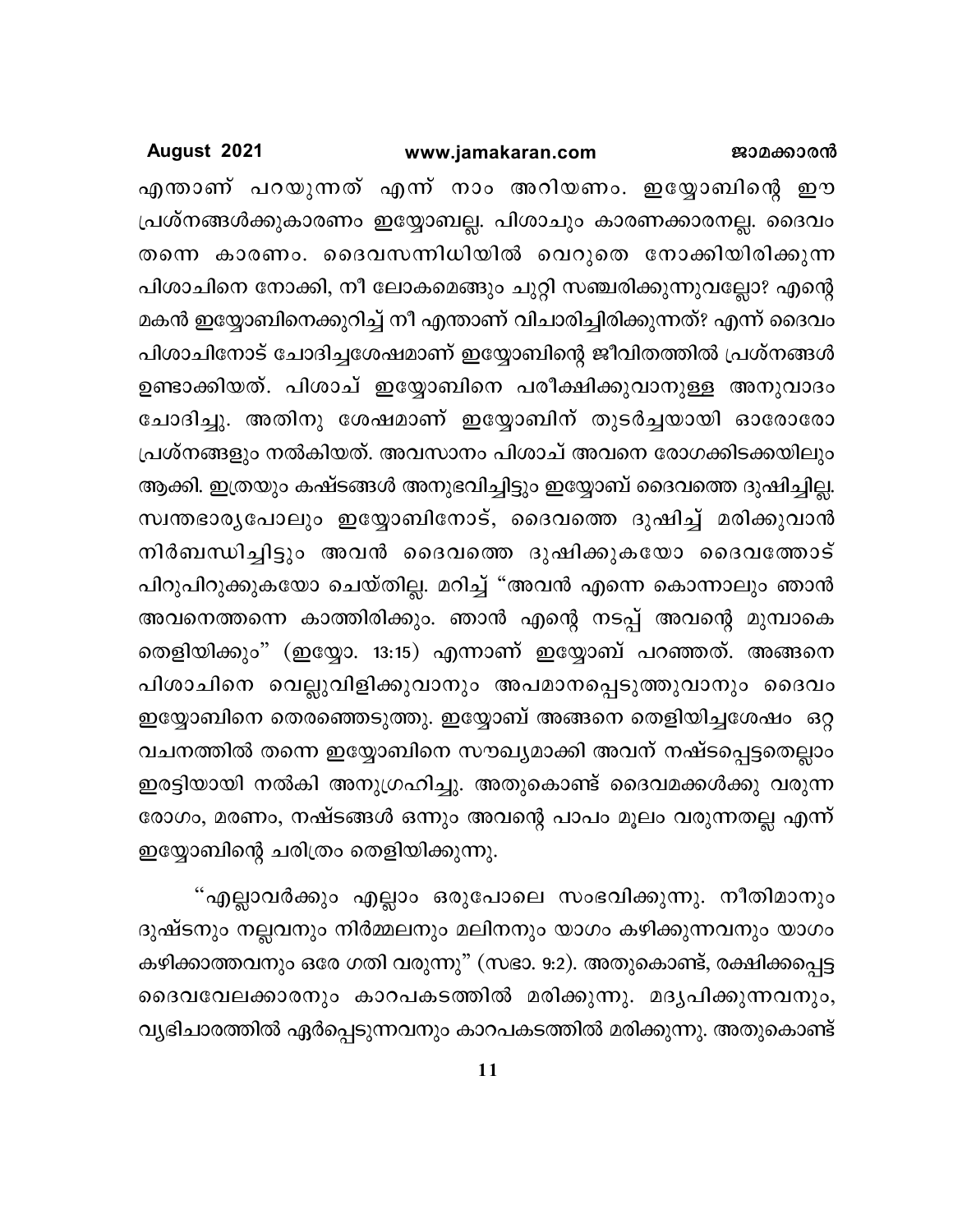എന്താണ് പറയുന്നത് എന്ന് നാം അറിയണം. ഇയ്യോബിന്റെ ഈ പ്രശ്നങ്ങൾക്കുകാരണം ഇയ്യോബല്ല. പിശാചും കാരണക്കാരനല്ല. ദൈവം തന്നെ കാരണം. ദൈവസന്നിധിയിൽ വെറുതെ നോക്കിയിരിക്കുന്ന പിശാചിനെ നോക്കി, നീ ലോകമെങ്ങും ചുറ്റി സഞ്ചരിക്കുന്നുവല്ലോ? എന്റെ മകൻ ഇയ്യോബിനെക്കുറിച്ച് നീ എന്താണ് വിചാരിച്ചിരിക്കുന്നത്? എന്ന് ദൈവം പിശാചിനോട് ചോദിച്ചശേഷമാണ് ഇയ്യോബിന്റെ ജീവിതത്തിൽ പ്രശ്നങ്ങൾ ഉണ്ടാക്കിയത്. പിശാച് ഇയ്യോബിനെ പരീക്ഷിക്കുവാനുള്ള അനുവാദം ചോദിച്ചു. അതിനു ശേഷമാണ് ഇയ്യോബിന് തുടർച്ചയായി ഓരോരോ പ്രശ്നങ്ങളും നൽകിയത്. അവസാനം പിശാച് അവനെ രോഗക്കിടക്കയിലും ആക്കി. ഇത്രയും കഷ്ടങ്ങൾ അനുഭവിച്ചിട്ടും ഇയ്യോബ് ദൈവത്തെ ദുഷിച്ചില്ല. സ്വന്തഭാര്യപോലും ഇയ്യോബിനോട്, ദൈവത്തെ ദുഷിച്ച് മരിക്കുവാൻ നിർബന്ധിച്ചിട്ടും അവൻ ദൈവത്തെ ദുഷിക്കുകയോ ദൈവത്തോട് പിറുപിറുക്കുകയോ ചെയ്തില്ല. മറിച്ച് "അവൻ എന്നെ കൊന്നാലും ഞാൻ അവനെത്തന്നെ കാത്തിരിക്കും. ഞാൻ എന്റെ നടപ്പ് അവന്റെ മുമ്പാകെ തെളിയിക്കും" (ഇയ്യോ. 13:15) എന്നാണ് ഇയ്യോബ് പറഞ്ഞത്. അങ്ങനെ പിശാചിനെ വെല്ലുവിളിക്കുവാനും അപമാനപ്പെടുത്തുവാനും ദൈവം ഇയ്യോബിനെ തെരഞ്ഞെടുത്തു. ഇയ്യോബ് അങ്ങനെ തെളിയിച്ചശേഷം ഒറ്റ വചനത്തിൽ തന്നെ ഇയ്യോബിനെ സൗഖ്യമാക്കി അവന് നഷ്ടപ്പെട്ടതെല്ലാം ഇരട്ടിയായി നൽകി അനുഗ്രഹിച്ചു. അതുകൊണ്ട് ദൈവമക്കൾക്കു വരുന്ന രോഗം, മരണം, നഷ്ടങ്ങൾ ഒന്നും അവന്റെ പാപം മൂലം വരുന്നതല്ല എന്ന് ഇയ്യോബിന്റെ ചരിത്രം തെളിയിക്കുന്നു.

"എല്ലാവർക്കും എല്ലാം ഒരുപോലെ സംഭവിക്കുന്നു. നീതിമാനും ദുഷ്ടനും നല്ലവനും നിർമ്മലനും മലിനനും യാഗം കഴിക്കുന്നവനും യാഗം കഴിക്കാത്തവനും ഒരേ ഗതി വരുന്നു" (സഭാ. 9:2). അതുകൊണ്ട്, രക്ഷിക്കപ്പെട്ട ദൈവവേലക്കാരനും കാറപകടത്തിൽ മരിക്കുന്നു. മദ്യപിക്കുന്നവനും, വ്യഭിചാരത്തിൽ ഏർപ്പെടുന്നവനും കാറപകടത്തിൽ മരിക്കുന്നു. അതുകൊണ്ട്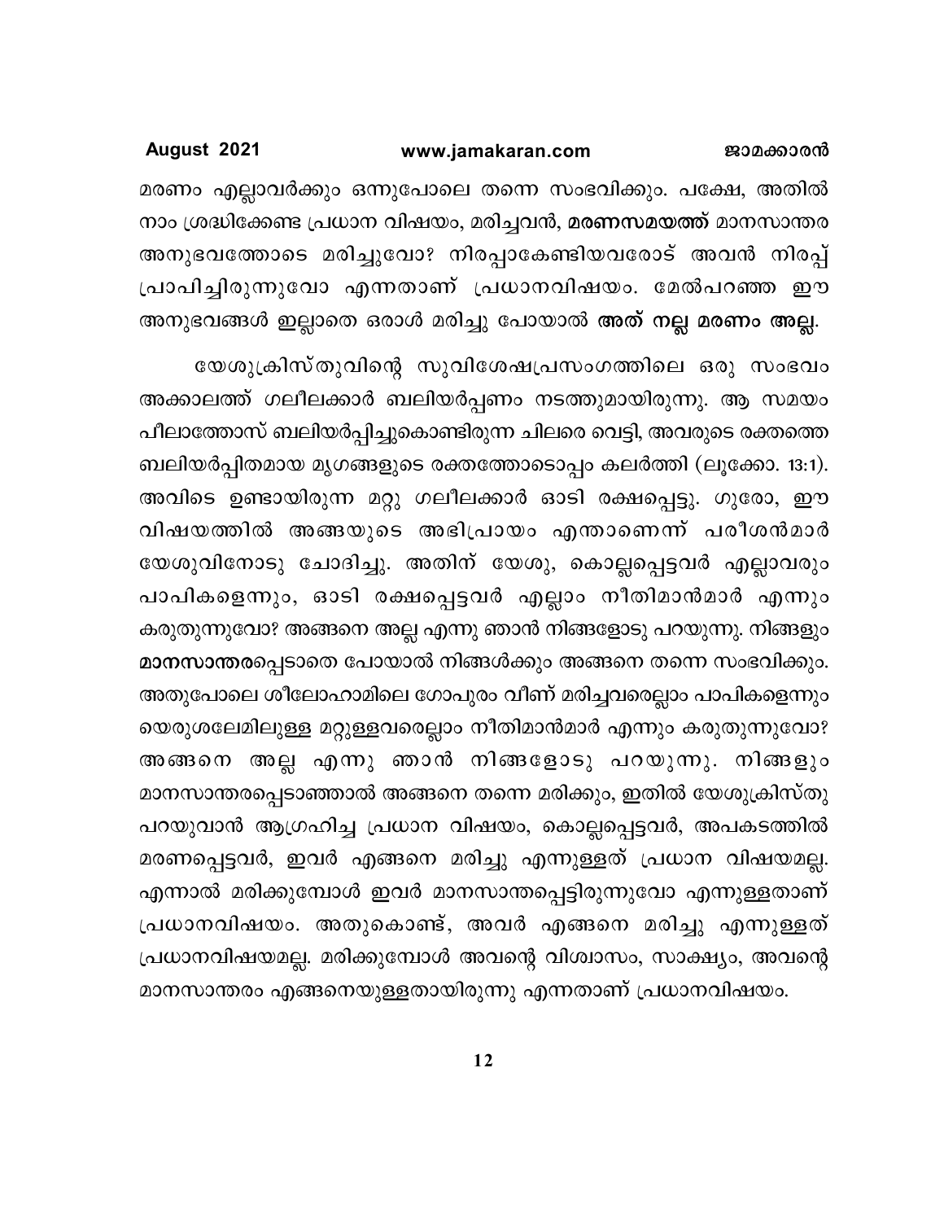മരണം എല്ലാവർക്കും ഒന്നുപോലെ തന്നെ സംഭവിക്കും. പക്ഷേ, അതിൽ നാം ശ്രദ്ധിക്കേണ്ട പ്രധാന വിഷയം, മരിച്ചവൻ, **മരണസമയത്ത്** മാനസാന്തര അനുഭവത്തോടെ മരിച്ചുവോ? നിരപ്പാകേണ്ടിയവരോട് അവൻ നിരപ്പ് പ്രാപിച്ചിരുന്നുവോ എന്നതാണ് പ്രധാനവിഷയം. മേൽപറഞ്ഞ ഈ അനുഭവങ്ങൾ ഇല്ലാതെ ഒരാൾ മരിച്ചു പോയാൽ **അത് നല്ല മരണം അല്ല.**

യേശുക്രിസ്തുവിന്റെ സുവിശേഷപ്രസംഗത്തിലെ ഒരു സംഭവം അക്കാലത്ത് ഗലീലക്കാർ ബലിയർപ്പണം നടത്തുമായിരുന്നു. ആ സമയം പീലാത്തോസ് ബലിയർപ്പിച്ചുകൊണ്ടിരുന്ന ചിലരെ വെട്ടി, അവരുടെ രക്തത്തെ ബലിയർപ്പിതമായ മൃഗങ്ങളുടെ രക്തത്തോടൊപ്പം കലർത്തി (ലൂക്കോ. 13:1). അവിടെ ഉണ്ടായിരുന്ന മറ്റു ഗലീലക്കാർ ഓടി രക്ഷപ്പെട്ടു. ഗുരോ, ഈ വിഷയത്തിൽ അങ്ങയുടെ അഭിപ്രായം എന്താണെന്ന് പരീശൻമാർ യേശുവിനോടു ചോദിച്ചു. അതിന് യേശു, കൊല്ലപ്പെട്ടവർ എല്ലാവരും പാപികളെന്നും, ഓടി രക്ഷപ്പെട്ടവർ എല്ലാം നീതിമാൻമാർ എന്നും കരുതുന്നുവോ? അങ്ങനെ അല്ല എന്നു ഞാൻ നിങ്ങളോടു പറയുന്നു. നിങ്ങളും **മാനസാന്തര**പ്പെടാതെ പോയാൽ നിങ്ങൾക്കും അങ്ങനെ തന്നെ സംഭവിക്കും. അതുപോലെ ശീലോഹാമിലെ ഗോപുരം വീണ് മരിച്ചവരെല്ലാം പാപികളെന്നും യെരുശലേമിലുള്ള മറ്റുള്ളവരെല്ലാം നീതിമാൻമാർ എന്നും കരുതുന്നുവോ? അങ്ങനെ അല്ല എന്നു ഞാൻ നിങ്ങളോടു പറയുന്നു. നിങ്ങളും മാനസാന്തരപ്പെടാഞ്ഞാൽ അങ്ങനെ തന്നെ മരിക്കും, ഇതിൽ യേശുക്രിസ്തു പറയുവാൻ ആഗ്രഹിച്ച പ്രധാന വിഷയം, കൊല്ലപ്പെട്ടവർ, അപകടത്തിൽ മരണപ്പെട്ടവർ, ഇവർ എങ്ങനെ മരിച്ചു എന്നുള്ളത് പ്രധാന വിഷയമല്ല. എന്നാൽ മരിക്കുമ്പോൾ ഇവർ മാനസാന്തപ്പെട്ടിരുന്നുവോ എന്നുള്ളതാണ് പ്രധാനവിഷയം. അതുകൊണ്ട്, അവർ എങ്ങനെ മരിച്ചു എന്നുള്ളത് പ്രധാനവിഷയമല്ല. മരിക്കുമ്പോൾ അവന്റെ വിശ്വാസം, സാക്ഷ്യം, അവന്റെ മാനസാന്തരം എങ്ങനെയുള്ളതായിരുന്നു എന്നതാണ് പ്രധാനവിഷയം.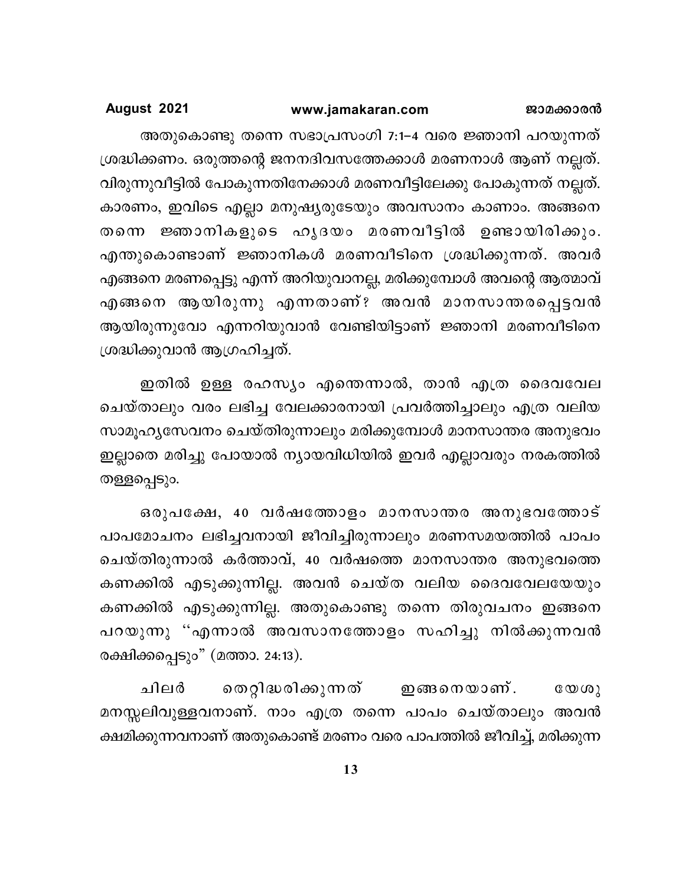അതുകൊണ്ടു തന്നെ സഭാപ്രസംഗി 7:1-4 വരെ ജ്ഞാനി പറയുന്നത് ശ്രദ്ധിക്കണം. ഒരുത്തന്റെ ജനനദിവസത്തേക്കാൾ മരണനാൾ ആണ് നല്ലത്. വിരുന്നുവീട്ടിൽ പോകുന്നതിനേക്കാൾ മരണവീട്ടിലേക്കു പോകുന്നത് നല്ലത്. കാരണം, ഇവിടെ എല്ലാ മനുഷ്യരുടേയും അവസാനം കാണാം. അങ്ങനെ തന്നെ ജ്ഞാനികളുടെ ഹൃദയം മരണവീട്ടിൽ ഉണ്ടായിരിക്കും. എന്തുകൊണ്ടാണ് ജ്ഞാനികൾ മരണവീടിനെ ശ്രദ്ധിക്കുന്നത്. അവർ എങ്ങനെ മരണപ്പെട്ടു എന്ന് അറിയുവാനല്ല, മരിക്കുമ്പോൾ അവന്റെ ആത്മാവ് എങ്ങനെ ആയിരുന്നു എന്നതാണ്? അവൻ മാനസാന്തരപ്പെട്ടവൻ ആയിരുന്നുവോ എന്നറിയുവാൻ വേണ്ടിയിട്ടാണ് ജ്ഞാനി മരണവീടിനെ ശ്രദ്ധിക്കുവാൻ ആഗ്രഹിച്ചത്.

ഇതിൽ ഉള്ള രഹസ്യം എന്തെന്നാൽ, താൻ എത്ര ദൈവവേല ചെയ്താലും വരം ലഭിച്ച വേലക്കാരനായി പ്രവർത്തിച്ചാലും എത്ര വലിയ സാമൂഹ്യസേവനം ചെയ്തിരുന്നാലും മരിക്കുമ്പോൾ മാനസാന്തര അനുഭവം ഇല്ലാതെ മരിച്ചു പോയാൽ ന്യായവിധിയിൽ ഇവർ എല്ലാവരും നരകത്തിൽ തള്ളപ്പെടും.

ഒരുപക്ഷേ, 40 വർഷത്തോളം മാനസാന്തര അനുഭവത്തോട് പാപമോചനം ലഭിച്ചവനായി ജീവിച്ചിരുന്നാലും മരണസമയത്തിൽ പാപം ചെയ്തിരുന്നാൽ കർത്താവ്, 40 വർഷത്തെ മാനസാന്തര അനുഭവത്തെ കണക്കിൽ എടുക്കുന്നില്ല. അവൻ ചെയ്ത വലിയ ദൈവവേലയേയും കണക്കിൽ എടുക്കുന്നില്ല. അതുകൊണ്ടു തന്നെ തിരുവചനം ഇങ്ങനെ പറയുന്നു "എന്നാൽ അവസാനത്തോളം സഹിച്ചു നിൽക്കുന്നവൻ രക്ഷിക്കപ്പെടും" (മത്താ. 24:13).

ചിലർ തെറ്റിദ്ധരിക്കുന്നത് ഇങ്ങനെയാണ്. യേശു മനസ്സലിവുള്ളവനാണ്. നാം എത്ര തന്നെ പാപം ചെയ്താലും അവൻ ക്ഷമിക്കുന്നവനാണ് അതുകൊണ്ട് മരണം വരെ പാപത്തിൽ ജീവിച്ച്, മരിക്കുന്ന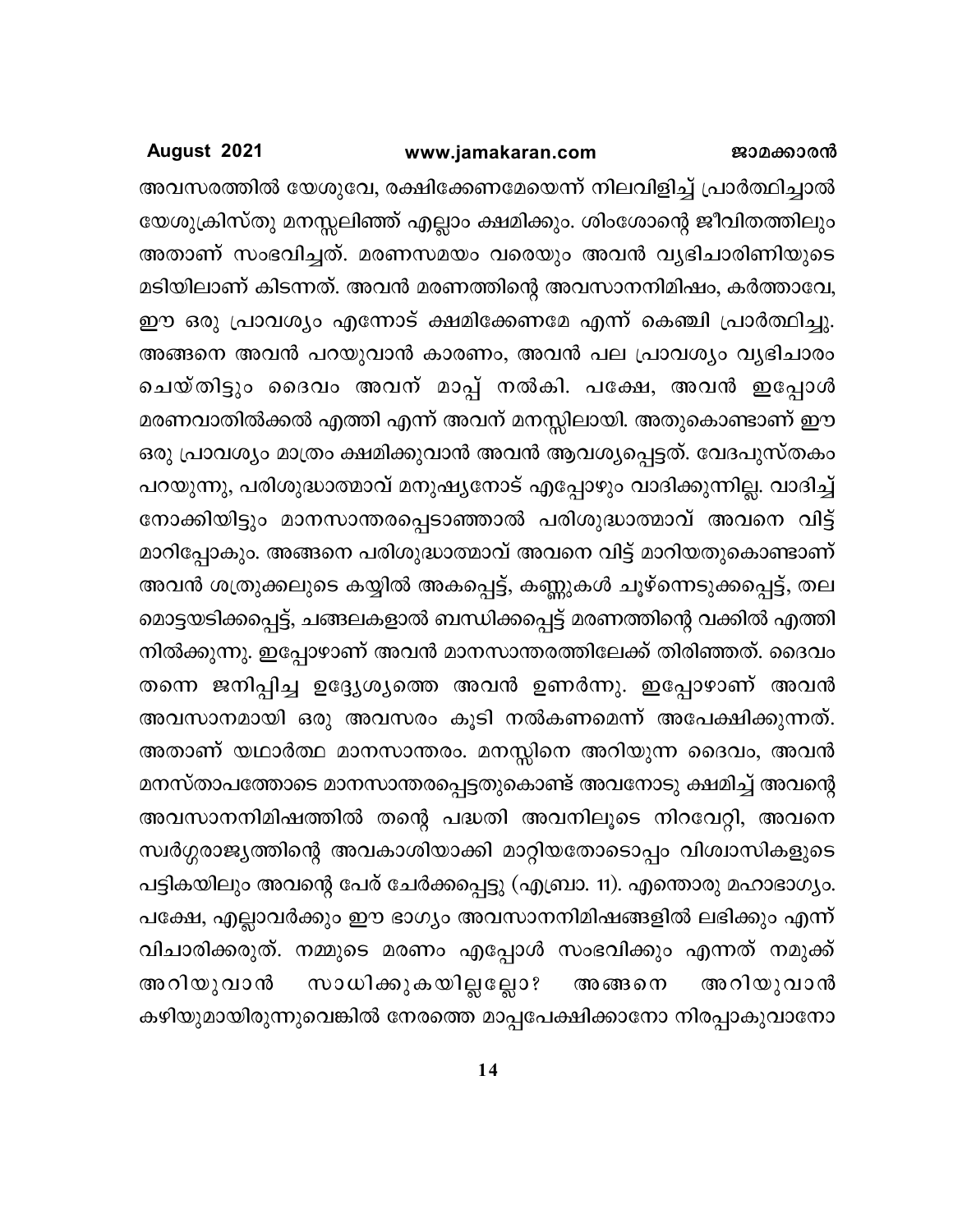അവസരത്തിൽ യേശുവേ, രക്ഷിക്കേണമേയെന്ന് നിലവിളിച്ച് പ്രാർത്ഥിച്ചാൽ യേശുക്രിസ്തു മനസ്സലിഞ്ഞ് എല്ലാം ക്ഷമിക്കും. ശിംശോന്റെ ജീവിതത്തിലും അതാണ് സംഭവിച്ചത്. മരണസമയം വരെയും അവൻ വ്യഭിചാരിണിയുടെ മടിയിലാണ് കിടന്നത്. അവൻ മരണത്തിന്റെ അവസാനനിമിഷം, കർത്താവേ, ഈ ഒരു പ്രാവശ്യം എന്നോട് ക്ഷമിക്കേണമേ എന്ന് കെഞ്ചി പ്രാർത്ഥിച്ചു. അങ്ങനെ അവൻ പറയുവാൻ കാരണം, അവൻ പല പ്രാവശ്യം വ്യഭിചാരം ചെയ്തിട്ടും ദൈവം അവന് മാപ്പ് നൽകി. പക്ഷേ, അവൻ ഇപ്പോൾ മരണവാതിൽക്കൽ എത്തി എന്ന് അവന് മനസ്സിലായി. അതുകൊണ്ടാണ് ഈ ഒരു പ്രാവശ്യം മാത്രം ക്ഷമിക്കുവാൻ അവൻ ആവശ്യപ്പെട്ടത്. വേദപുസ്തകം പറയുന്നു, പരിശുദ്ധാത്മാവ് മനുഷ്യനോട് എപ്പോഴും വാദിക്കുന്നില്ല. വാദിച്ച് നോക്കിയിട്ടും മാനസാന്തരപ്പെടാഞ്ഞാൽ പരിശുദ്ധാത്മാവ് അവനെ വിട്ട് മാറിപ്പോകും. അങ്ങനെ പരിശുദ്ധാത്മാവ് അവനെ വിട്ട് മാറിയതുകൊണ്ടാണ് അവൻ ശത്രുക്കലുടെ കയ്യിൽ അകപ്പെട്ട്, കണ്ണുകൾ ചൂഴ്ന്നെടുക്കപ്പെട്ട്, തല മൊട്ടയടിക്കപ്പെട്ട്, ചങ്ങലകളാൽ ബന്ധിക്കപ്പെട്ട് മരണത്തിന്റെ വക്കിൽ എത്തി നിൽക്കുന്നു. ഇപ്പോഴാണ് അവൻ മാനസാന്തരത്തിലേക്ക് തിരിഞ്ഞത്. ദൈവം തന്നെ ജനിപ്പിച്ച ഉദ്ദേശ്യത്തെ അവൻ ഉണർന്നു. ഇപ്പോഴാണ് അവൻ അവസാനമായി ഒരു അവസരം കൂടി നൽകണമെന്ന് അപേക്ഷിക്കുന്നത്. അതാണ് യഥാർത്ഥ മാനസാന്തരം. മനസ്സിനെ അറിയുന്ന ദൈവം, അവൻ മനസ്താപത്തോടെ മാനസാന്തരപ്പെട്ടതുകൊണ്ട് അവനോടു ക്ഷമിച്ച് അവന്റെ അവസാനനിമിഷത്തിൽ തന്റെ പദ്ധതി അവനിലൂടെ നിറവേറ്റി, അവനെ സ്വർഗ്ഗരാജ്യത്തിന്റെ അവകാശിയാക്കി മാറ്റിയതോടൊപ്പം വിശ്വാസികളുടെ പട്ടികയിലും അവന്റെ പേര് ചേർക്കപ്പെട്ടു (എബ്രാ. 11). എന്തൊരു മഹാഭാഗ്യം. പക്ഷേ, എല്ലാവർക്കും ഈ ഭാഗ്യം അവസാനനിമിഷങ്ങളിൽ ലഭിക്കും എന്ന് വിചാരിക്കരുത്. നമ്മുടെ മരണം എപ്പോൾ സംഭവിക്കും എന്നത് നമുക്ക് അറിയുവാൻ സാധിക്കുകയില്ലല്ലോ? അങ്ങനെ അറിയുവാൻ കഴിയുമായിരുന്നുവെങ്കിൽ നേരത്തെ മാപ്പപേക്ഷിക്കാനോ നിരപ്പാകുവാനോ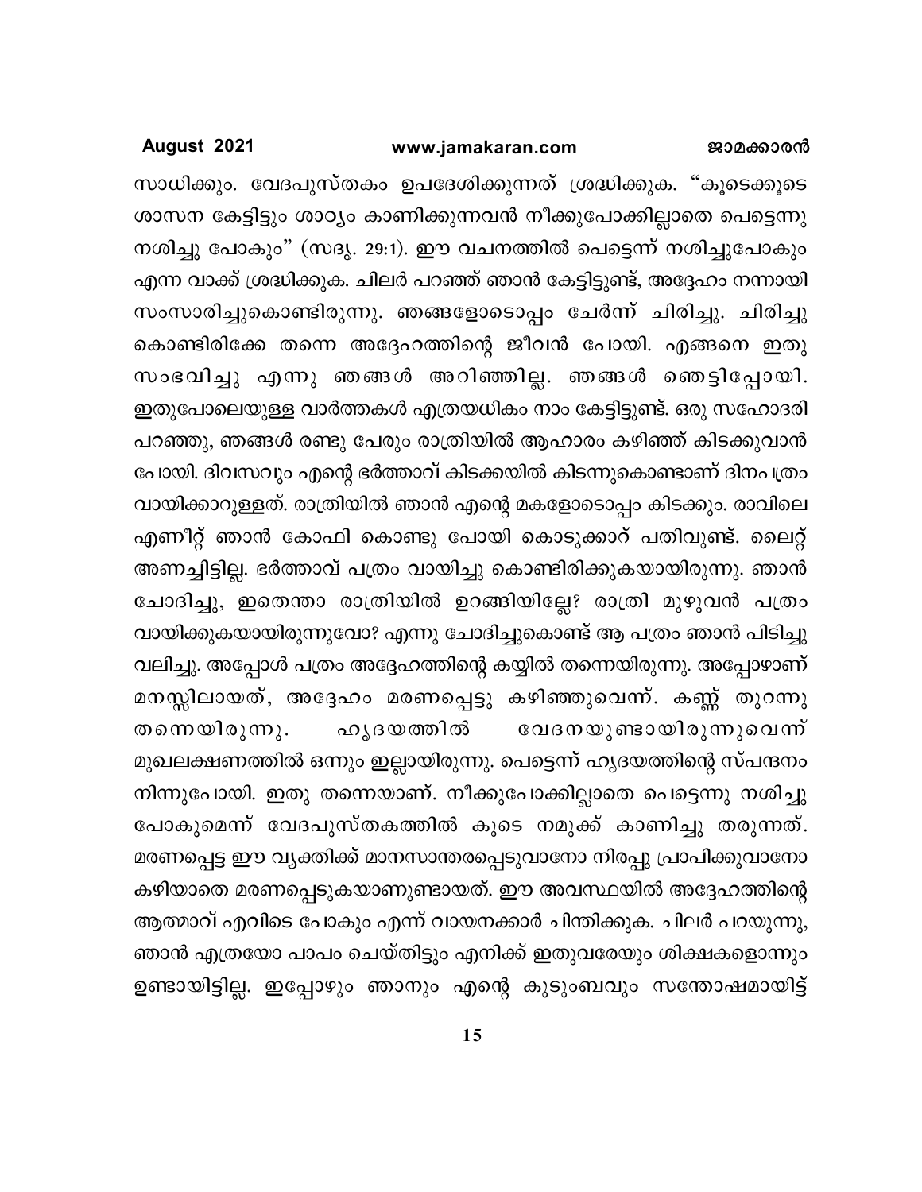സാധിക്കും. വേദപുസ്തകം ഉപദേശിക്കുന്നത് ശ്രദ്ധിക്കുക. "കൂടെക്കൂടെ ശാസന കേട്ടിട്ടും ശാഠ്യം കാണിക്കുന്നവൻ നീക്കുപോക്കില്ലാതെ പെട്ടെന്നു നശിച്ചു പോകും" (സദൃ. 29:1). ഈ വചനത്തിൽ പെട്ടെന്ന് നശിച്ചുപോകും എന്ന വാക്ക് ശ്രദ്ധിക്കുക. ചിലർ പറഞ്ഞ് ഞാൻ കേട്ടിട്ടുണ്ട്, അദ്ദേഹം നന്നായി സംസാരിച്ചുകൊണ്ടിരുന്നു. ഞങ്ങളോടൊപ്പം ചേർന്ന് ചിരിച്ചു. ചിരിച്ചു കൊണ്ടിരിക്കേ തന്നെ അദ്ദേഹത്തിന്റെ ജീവൻ പോയി. എങ്ങനെ ഇതു സംഭവിച്ചു എന്നു ഞങ്ങൾ അറിഞ്ഞില്ല. ഞങ്ങൾ ഞെട്ടിപ്പോയി. ഇതുപോലെയുള്ള വാർത്തകൾ എത്രയധികം നാം കേട്ടിട്ടുണ്ട്. ഒരു സഹോദരി പറഞ്ഞു, ഞങ്ങൾ രണ്ടു പേരും രാത്രിയിൽ ആഹാരം കഴിഞ്ഞ് കിടക്കുവാൻ പോയി. ദിവസവും എന്റെ ഭർത്താവ് കിടക്കയിൽ കിടന്നുകൊണ്ടാണ് ദിനപത്രം വായിക്കാറുള്ളത്. രാത്രിയിൽ ഞാൻ എന്റെ മകളോടൊപ്പം കിടക്കും. രാവിലെ എണീറ്റ് ഞാൻ കോഫി കൊണ്ടു പോയി കൊടുക്കാറ് പതിവുണ്ട്. ലൈറ്റ് അണച്ചിട്ടില്ല. ഭർത്താവ് പത്രം വായിച്ചു കൊണ്ടിരിക്കുകയായിരുന്നു. ഞാൻ ചോദിച്ചു, ഇതെന്താ രാത്രിയിൽ ഉറങ്ങിയില്ലേ? രാത്രി മുഴുവൻ പത്രം വായിക്കുകയായിരുന്നുവോ? എന്നു ചോദിച്ചുകൊണ്ട് ആ പത്രം ഞാൻ പിടിച്ചു വലിച്ചു. അപ്പോൾ പത്രം അദ്ദേഹത്തിന്റെ കയ്യിൽ തന്നെയിരുന്നു. അപ്പോഴാണ് മനസ്സിലായത്, അദ്ദേഹം മരണപ്പെട്ടു കഴിഞ്ഞുവെന്ന്. കണ്ണ് തുറന്നു തന്നെയിരുന്നു. ഹൃദയത്തിൽ വേദനയുണ്ടായിരുന്നുവെന്ന് മുഖലക്ഷണത്തിൽ ഒന്നും ഇല്ലായിരുന്നു. പെട്ടെന്ന് ഹൃദയത്തിന്റെ സ്പന്ദനം നിന്നുപോയി. ഇതു തന്നെയാണ്. നീക്കുപോക്കില്ലാതെ പെട്ടെന്നു നശിച്ചു പോകുമെന്ന് വേദപുസ്തകത്തിൽ കൂടെ നമുക്ക് കാണിച്ചു തരുന്നത്. മരണപ്പെട്ട ഈ വ്യക്തിക്ക് മാനസാന്തരപ്പെടുവാനോ നിരപ്പു പ്രാപിക്കുവാനോ കഴിയാതെ മരണപ്പെടുകയാണുണ്ടായത്. ഈ അവസ്ഥയിൽ അദ്ദേഹത്തിന്റെ ആത്മാവ് എവിടെ പോകും എന്ന് വായനക്കാർ ചിന്തിക്കുക. ചിലർ പറയുന്നു, ഞാൻ എത്രയോ പാപം ചെയ്തിട്ടും എനിക്ക് ഇതുവരേയും ശിക്ഷകളൊന്നും ഉണ്ടായിട്ടില്ല. ഇപ്പോഴും ഞാനും എന്റെ കുടുംബവും സന്തോഷമായിട്ട്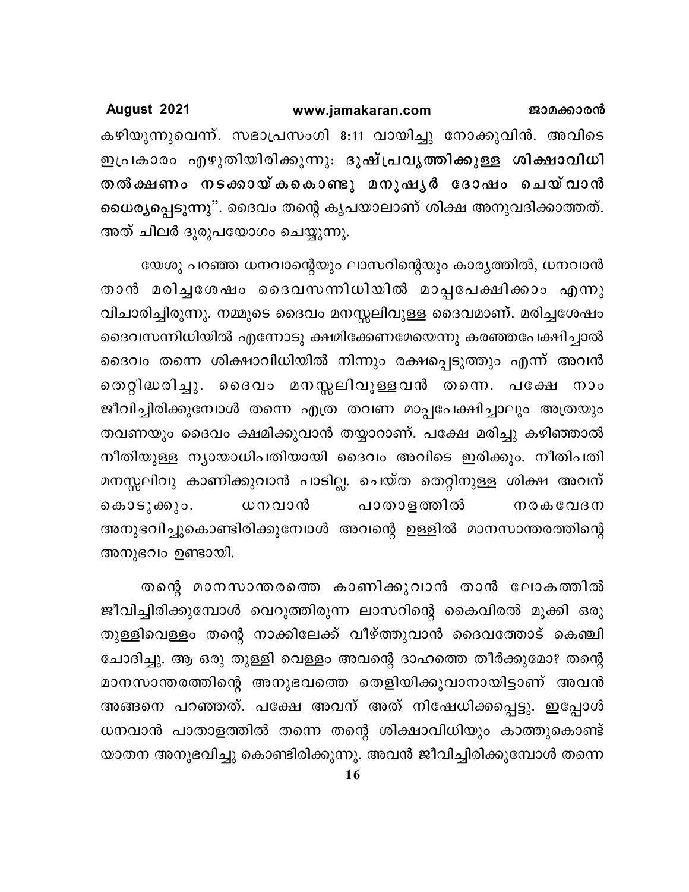കഴിയുന്നുവെന്ന്. സഭാപ്രസംഗി 8:11 വായിച്ചു നോക്കുവിൻ. അവിടെ ഇപ്രകാരം എഴുതിയിരിക്കുന്നു: **ദുഷ്പ്രവൃത്തിക്കുള്ള ശിക്ഷാവിധി തൽക്ഷണം നടക്കായ്കകൊണ്ടു മനുഷ്യർ ദോഷം ചെയ്‌വാൻ ധൈര്യപ്പെടുന്നു**". ദൈവം തന്റെ കൃപയാലാണ് ശിക്ഷ അനുവദിക്കാത്തത്. അത് ചിലർ ദുരുപയോഗം ചെയ്യുന്നു.

യേശു പറഞ്ഞ ധനവാന്റെയും ലാസറിന്റെയും കാര്യത്തിൽ, ധനവാൻ താൻ മരിച്ചശേഷം ദൈവസന്നിധിയിൽ മാപ്പപേക്ഷിക്കാം എന്നു വിചാരിച്ചിരുന്നു. നമ്മുടെ ദൈവം മനസ്സലിവുള്ള ദൈവമാണ്. മരിച്ചശേഷം ദൈവസന്നിധിയിൽ എന്നോടു ക്ഷമിക്കേണമേയെന്നു കരഞ്ഞപേക്ഷിച്ചാൽ ദൈവം തന്നെ ശിക്ഷാവിധിയിൽ നിന്നും രക്ഷപ്പെടുത്തും എന്ന് അവൻ തെറ്റിദ്ധരിച്ചു. ദൈവം മനസ്സലിവുള്ളവൻ തന്നെ. പക്ഷേ നാം ജീവിച്ചിരിക്കുമ്പോൾ തന്നെ എത്ര തവണ മാപ്പപേക്ഷിച്ചാലും അത്രയും തവണയും ദൈവം ക്ഷമിക്കുവാൻ തയ്യാറാണ്. പക്ഷേ മരിച്ചു കഴിഞ്ഞാൽ നീതിയുള്ള ന്യായാധിപതിയായി ദൈവം അവിടെ ഇരിക്കും. നീതിപതി മനസ്സലിവു കാണിക്കുവാൻ പാടില്ല. ചെയ്ത തെറ്റിനുള്ള ശിക്ഷ അവന് കൊടുക്കും. ധനവാൻ പാതാളത്തിൽ നരകവേദന അനുഭവിച്ചുകൊണ്ടിരിക്കുമ്പോൾ അവന്റെ ഉള്ളിൽ മാനസാന്തരത്തിന്റെ അനുഭവം ഉണ്ടായി.

തന്റെ മാനസാന്തരത്തെ കാണിക്കുവാൻ താൻ ലോകത്തിൽ ജീവിച്ചിരിക്കുമ്പോൾ വെറുത്തിരുന്ന ലാസറിന്റെ കൈവിരൽ മുക്കി ഒരു തുള്ളിവെള്ളം തന്റെ നാക്കിലേക്ക് വീഴ്ത്തുവാൻ ദൈവത്തോട് കെഞ്ചി ചോദിച്ചു. ആ ഒരു തുള്ളി വെള്ളം അവന്റെ ദാഹത്തെ തീർക്കുമോ? തന്റെ മാനസാന്തരത്തിന്റെ അനുഭവത്തെ തെളിയിക്കുവാനായിട്ടാണ് അവൻ അങ്ങനെ പറഞ്ഞത്. പക്ഷേ അവന് അത് നിഷേധിക്കപ്പെട്ടു. ഇപ്പോൾ ധനവാൻ പാതാളത്തിൽ തന്നെ തന്റെ ശിക്ഷാവിധിയും കാത്തുകൊണ്ട് യാതന അനുഭവിച്ചു കൊണ്ടിരിക്കുന്നു. അവൻ ജീവിച്ചിരിക്കുമ്പോൾ തന്നെ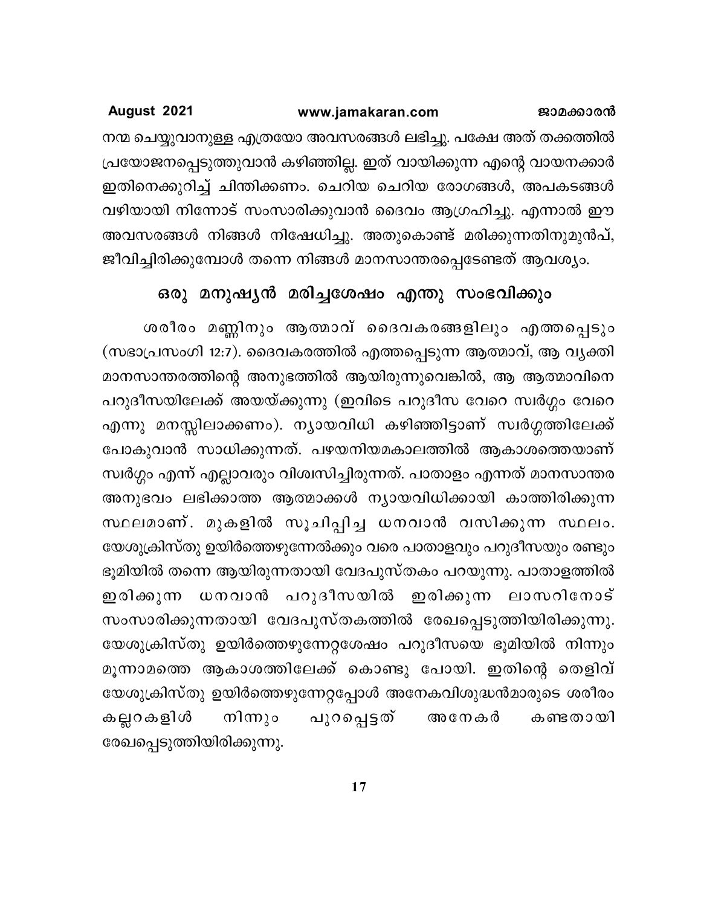നന്മ ചെയ്യുവാനുള്ള എത്രയോ അവസരങ്ങൾ ലഭിച്ചു. പക്ഷേ അത് തക്കത്തിൽ പ്രയോജനപ്പെടുത്തുവാൻ കഴിഞ്ഞില്ല. ഇത് വായിക്കുന്ന എന്റെ വായനക്കാർ ഇതിനെക്കുറിച്ച് ചിന്തിക്കണം. ചെറിയ ചെറിയ രോഗങ്ങൾ, അപകടങ്ങൾ വഴിയായി നിന്നോട് സംസാരിക്കുവാൻ ദൈവം ആഗ്രഹിച്ചു. എന്നാൽ ഈ അവസരങ്ങൾ നിങ്ങൾ നിഷേധിച്ചു. അതുകൊണ്ട് മരിക്കുന്നതിനുമുൻപ്, ജീവിച്ചിരിക്കുമ്പോൾ തന്നെ നിങ്ങൾ മാനസാന്തരപ്പെടേണ്ടത് ആവശ്യം.

## ഒരു മനുഷ്യൻ മരിച്ചശേഷം എന്തു സംഭവിക്കും

ശരീരം മണ്ണിനും ആത്മാവ് ദൈവകരങ്ങളിലും എത്തപ്പെടും (സഭാപ്രസംഗി 12:7). ദൈവകരത്തിൽ എത്തപ്പെടുന്ന ആത്മാവ്, ആ വ്യക്തി മാനസാന്തരത്തിന്റെ അനുഭത്തിൽ ആയിരുന്നുവെങ്കിൽ, ആ ആത്മാവിനെ പറുദീസയിലേക്ക് അയയ്ക്കുന്നു (ഇവിടെ പറുദീസ വേറെ സ്വർഗ്ഗം വേറെ എന്നു മനസ്സിലാക്കണം). ന്യായവിധി കഴിഞ്ഞിട്ടാണ് സ്വർഗ്ഗത്തിലേക്ക് പോകുവാൻ സാധിക്കുന്നത്. പഴയനിയമകാലത്തിൽ ആകാശത്തെയാണ് സ്വർഗ്ഗം എന്ന് എല്ലാവരും വിശ്വസിച്ചിരുന്നത്. പാതാളം എന്നത് മാനസാന്തര അനുഭവം ലഭിക്കാത്ത ആത്മാക്കൾ ന്യായവിധിക്കായി കാത്തിരിക്കുന്ന സ്ഥലമാണ്. മുകളിൽ സൂചിപ്പിച്ച ധനവാൻ വസിക്കുന്ന സ്ഥലം. യേശുക്രിസ്തു ഉയിർത്തെഴുന്നേൽക്കും വരെ പാതാളവും പറുദീസയും രണ്ടും ഭൂമിയിൽ തന്നെ ആയിരുന്നതായി വേദപുസ്തകം പറയുന്നു. പാതാളത്തിൽ ഇരിക്കുന്ന ധനവാൻ പറുദീസയിൽ ഇരിക്കുന്ന ലാസറിനോട് സംസാരിക്കുന്നതായി വേദപുസ്തകത്തിൽ രേഖപ്പെടുത്തിയിരിക്കുന്നു. യേശുക്രിസ്തു ഉയിർത്തെഴുന്നേറ്റശേഷം പറുദീസയെ ഭൂമിയിൽ നിന്നും മൂന്നാമത്തെ ആകാശത്തിലേക്ക് കൊണ്ടു പോയി. ഇതിന്റെ തെളിവ് യേശുക്രിസ്തു ഉയിർത്തെഴുന്നേറ്റപ്പോൾ അനേകവിശുദ്ധൻമാരുടെ ശരീരം കല്ലറകളിൽ നിന്നും പുറപ്പെട്ടത് അനേകർ കണ്ടതായി രേഖപ്പെടുത്തിയിരിക്കുന്നു.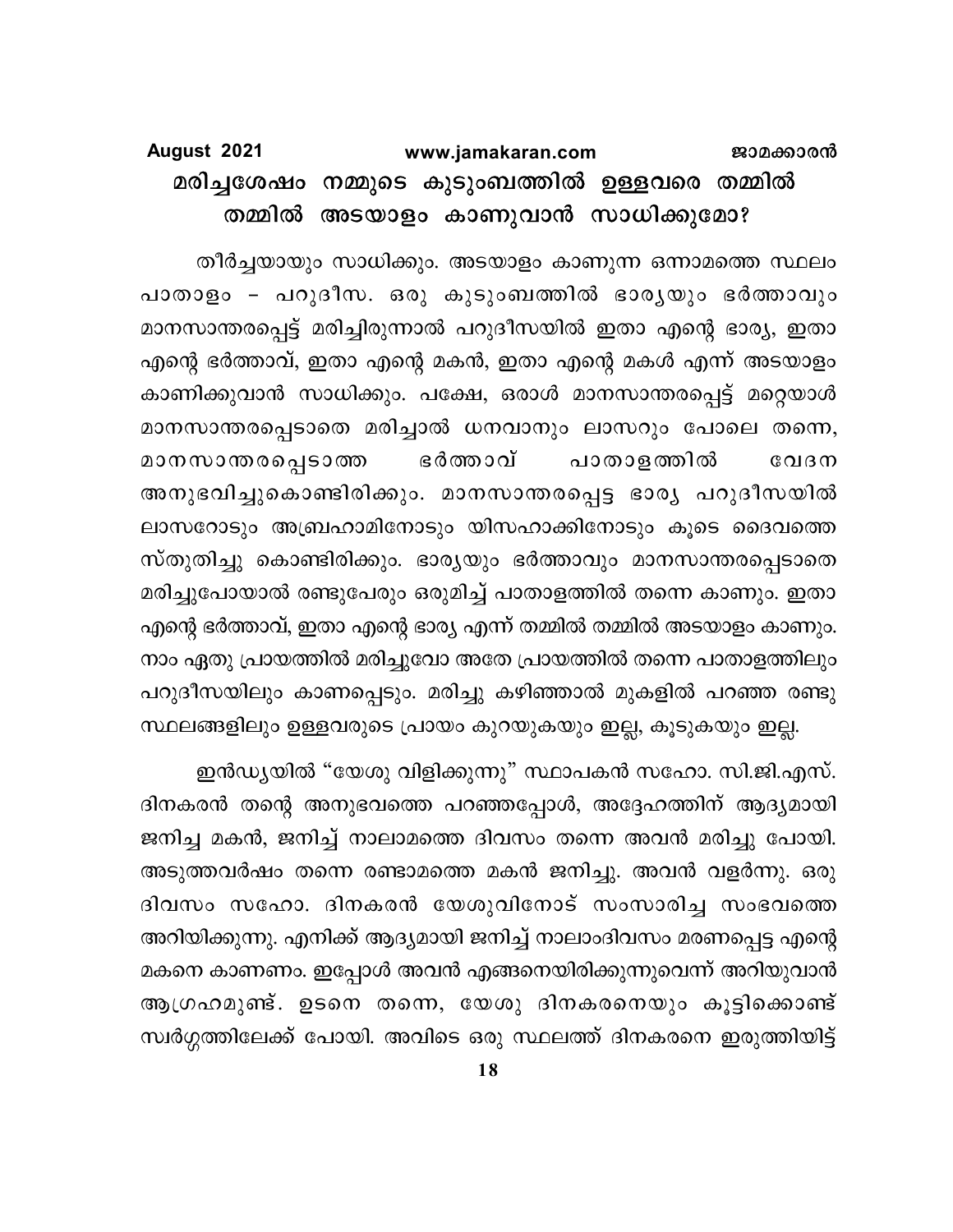## മരിച്ചശേഷം നമ്മുടെ കുടുംബത്തിൽ ഉള്ളവരെ തമ്മിൽ തമ്മിൽ അടയാളം കാണുവാൻ സാധിക്കുമോ?

തീർച്ചയായും സാധിക്കും. അടയാളം കാണുന്ന ഒന്നാമത്തെ സ്ഥലം പാതാളം – പറുദീസ. ഒരു കുടുംബത്തിൽ ഭാര്യയും ഭർത്താവും മാനസാന്തരപ്പെട്ട് മരിച്ചിരുന്നാൽ പറുദീസയിൽ ഇതാ എന്റെ ഭാര്യ, ഇതാ എന്റെ ഭർത്താവ്, ഇതാ എന്റെ മകൻ, ഇതാ എന്റെ മകൾ എന്ന് അടയാളം കാണിക്കുവാൻ സാധിക്കും. പക്ഷേ, ഒരാൾ മാനസാന്തരപ്പെട്ട് മറ്റെയാൾ മാനസാന്തരപ്പെടാതെ മരിച്ചാൽ ധനവാനും ലാസറും പോലെ തന്നെ, മാനസാന്തരപ്പെടാത്ത ഭർത്താവ് പാതാളത്തിൽ വേദന അനുഭവിച്ചുകൊണ്ടിരിക്കും. മാനസാന്തരപ്പെട്ട ഭാര്യ പറുദീസയിൽ ലാസറോടും അബ്രഹാമിനോടും യിസഹാക്കിനോടും കൂടെ ദൈവത്തെ സ്തുതിച്ചു കൊണ്ടിരിക്കും. ഭാര്യയും ഭർത്താവും മാനസാന്തരപ്പെടാതെ മരിച്ചുപോയാൽ രണ്ടുപേരും ഒരുമിച്ച് പാതാളത്തിൽ തന്നെ കാണും. ഇതാ എന്റെ ഭർത്താവ്, ഇതാ എന്റെ ഭാര്യ എന്ന് തമ്മിൽ തമ്മിൽ അടയാളം കാണും. നാം ഏതു പ്രായത്തിൽ മരിച്ചുവോ അതേ പ്രായത്തിൽ തന്നെ പാതാളത്തിലും പറുദീസയിലും കാണപ്പെടും. മരിച്ചു കഴിഞ്ഞാൽ മുകളിൽ പറഞ്ഞ രണ്ടു സ്ഥലങ്ങളിലും ഉള്ളവരുടെ പ്രായം കുറയുകയും ഇല്ല, കൂടുകയും ഇല്ല.

ഇൻഡ്യയിൽ "യേശു വിളിക്കുന്നു" സ്ഥാപകൻ സഹോ. സി.ജി.എസ്. ദിനകരൻ തന്റെ അനുഭവത്തെ പറഞ്ഞപ്പോൾ, അദ്ദേഹത്തിന് ആദ്യമായി ജനിച്ച മകൻ, ജനിച്ച് നാലാമത്തെ ദിവസം തന്നെ അവൻ മരിച്ചു പോയി. അടുത്തവർഷം തന്നെ രണ്ടാമത്തെ മകൻ ജനിച്ചു. അവൻ വളർന്നു. ഒരു ദിവസം സഹോ. ദിനകരൻ യേശുവിനോട് സംസാരിച്ച സംഭവത്തെ അറിയിക്കുന്നു. എനിക്ക് ആദ്യമായി ജനിച്ച് നാലാംദിവസം മരണപ്പെട്ട എന്റെ മകനെ കാണണം. ഇപ്പോൾ അവൻ എങ്ങനെയിരിക്കുന്നുവെന്ന് അറിയുവാൻ ആഗ്രഹമുണ്ട്. ഉടനെ തന്നെ, യേശു ദിനകരനെയും കൂട്ടിക്കൊണ്ട് സ്വർഗ്ഗത്തിലേക്ക് പോയി. അവിടെ ഒരു സ്ഥലത്ത് ദിനകരനെ ഇരുത്തിയിട്ട്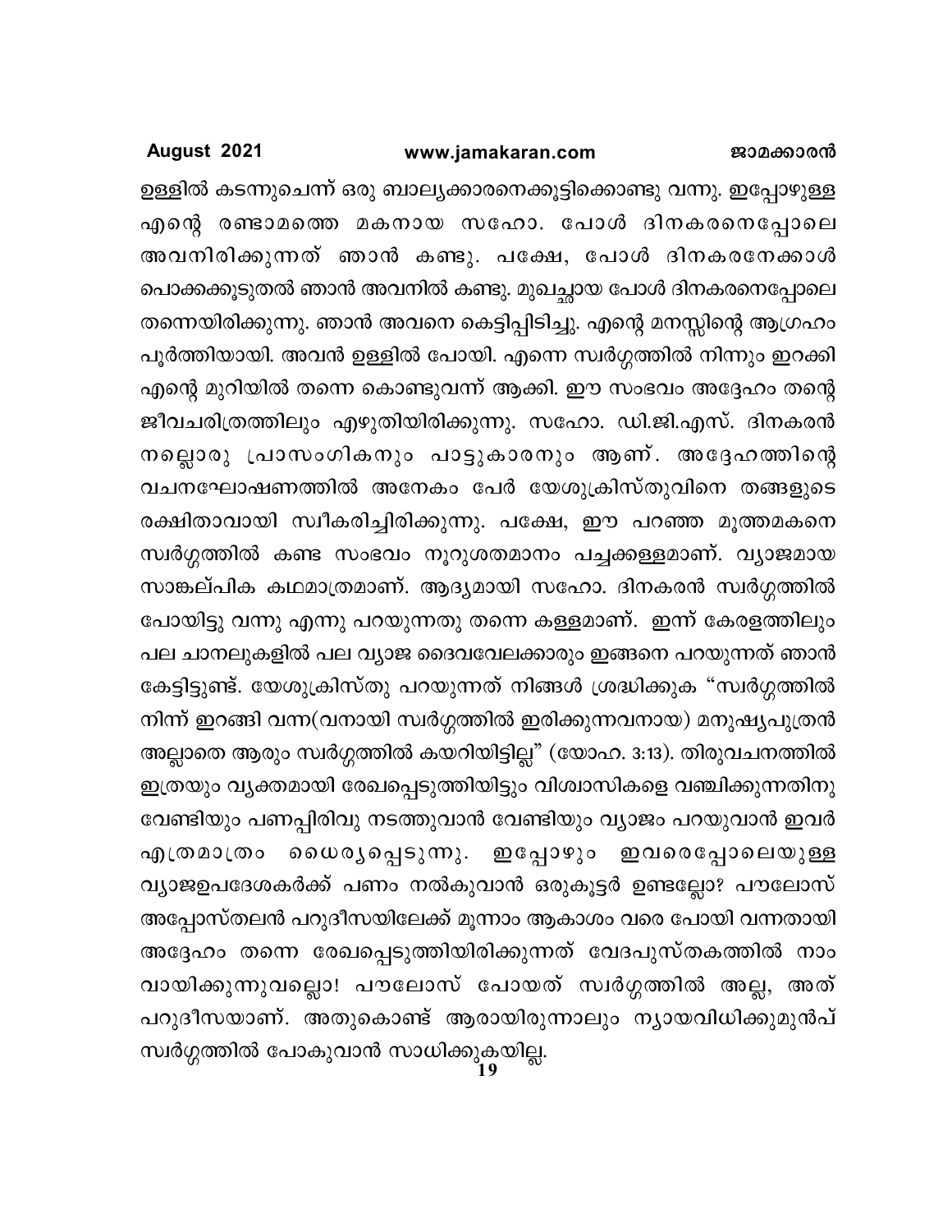ഉള്ളിൽ കടന്നുചെന്ന് ഒരു ബാല്യക്കാരനെക്കൂട്ടിക്കൊണ്ടു വന്നു. ഇപ്പോഴുള്ള എന്റെ രണ്ടാമത്തെ മകനായ സഹോ. പോൾ ദിനകരനെപ്പോലെ അവനിരിക്കുന്നത് ഞാൻ കണ്ടു. പക്ഷേ, പോൾ ദിനകരനേക്കാൾ പൊക്കക്കൂടുതൽ ഞാൻ അവനിൽ കണ്ടു. മുഖച്ഛായ പോൾ ദിനകരനെപ്പോലെ തന്നെയിരിക്കുന്നു. ഞാൻ അവനെ കെട്ടിപ്പിടിച്ചു. എന്റെ മനസ്സിന്റെ ആഗ്രഹം പൂർത്തിയായി. അവൻ ഉള്ളിൽ പോയി. എന്നെ സ്വർഗ്ഗത്തിൽ നിന്നും ഇറക്കി എന്റെ മുറിയിൽ തന്നെ കൊണ്ടുവന്ന് ആക്കി. ഈ സംഭവം അദ്ദേഹം തന്റെ ജീവചരിത്രത്തിലും എഴുതിയിരിക്കുന്നു. സഹോ. ഡി.ജി.എസ്. ദിനകരൻ നല്ലൊരു പ്രാസംഗികനും പാട്ടുകാരനും ആണ്. അദ്ദേഹത്തിന്റെ വചനഘോഷണത്തിൽ അനേകം പേർ യേശുക്രിസ്തുവിനെ തങ്ങളുടെ രക്ഷിതാവായി സ്വീകരിച്ചിരിക്കുന്നു. പക്ഷേ, ഈ പറഞ്ഞ മൂത്തമകനെ സ്വർഗ്ഗത്തിൽ കണ്ട സംഭവം നൂറുശതമാനം പച്ചക്കള്ളമാണ്. വ്യാജമായ സാങ്കല്പിക കഥമാത്രമാണ്. ആദ്യമായി സഹോ. ദിനകരൻ സ്വർഗ്ഗത്തിൽ പോയിട്ടു വന്നു എന്നു പറയുന്നതു തന്നെ കള്ളമാണ്. ഇന്ന് കേരളത്തിലും പല ചാനലുകളിൽ പല വ്യാജ ദൈവവേലക്കാരും ഇങ്ങനെ പറയുന്നത് ഞാൻ കേട്ടിട്ടുണ്ട്. യേശുക്രിസ്തു പറയുന്നത് നിങ്ങൾ ശ്രദ്ധിക്കുക "സ്വർഗ്ഗത്തിൽ നിന്ന് ഇറങ്ങി വന്ന(വനായി സ്വർഗ്ഗത്തിൽ ഇരിക്കുന്നവനായ) മനുഷ്യപുത്രൻ അല്ലാതെ ആരും സ്വർഗ്ഗത്തിൽ കയറിയിട്ടില്ല" (യോഹ. 3:13). തിരുവചനത്തിൽ ഇത്രയും വ്യക്തമായി രേഖപ്പെടുത്തിയിട്ടും വിശ്വാസികളെ വഞ്ചിക്കുന്നതിനു വേണ്ടിയും പണപ്പിരിവു നടത്തുവാൻ വേണ്ടിയും വ്യാജം പറയുവാൻ ഇവർ എത്രമാത്രം ധൈര്യപ്പെടുന്നു. ഇപ്പോഴും ഇവരെപ്പോലെയുള്ള വ്യാജഉപദേശകർക്ക് പണം നൽകുവാൻ ഒരുകൂട്ടർ ഉണ്ടല്ലോ? പൗലോസ് അപ്പോസ്തലൻ പറുദീസയിലേക്ക് മൂന്നാം ആകാശം വരെ പോയി വന്നതായി അദ്ദേഹം തന്നെ രേഖപ്പെടുത്തിയിരിക്കുന്നത് വേദപുസ്തകത്തിൽ നാം വായിക്കുന്നുവല്ലൊ! പൗലോസ് പോയത് സ്വർഗ്ഗത്തിൽ അല്ല, അത് പറുദീസയാണ്. അതുകൊണ്ട് ആരായിരുന്നാലും ന്യായവിധിക്കുമുൻപ് സ്വർഗ്ഗത്തിൽ പോകുവാൻ സാധിക്കുകയില്ല.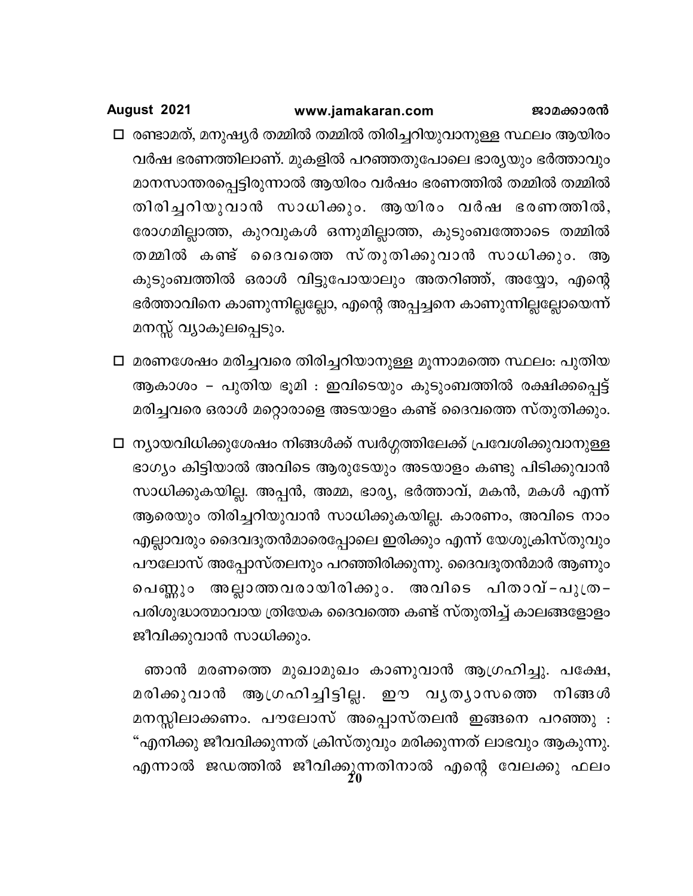- രണ്ടാമത്, മനുഷ്യർ തമ്മിൽ തമ്മിൽ തിരിച്ചറിയുവാനുള്ള സ്ഥലം ആയിരം വർഷ ഭരണത്തിലാണ്. മുകളിൽ പറഞ്ഞതുപോലെ ഭാര്യയും ഭർത്താവും മാനസാന്തരപ്പെട്ടിരുന്നാൽ ആയിരം വർഷം ഭരണത്തിൽ തമ്മിൽ തമ്മിൽ തിരിച്ചറിയുവാൻ സാധിക്കും. ആയിരം വർഷ ഭരണത്തിൽ, രോഗമില്ലാത്ത, കുറവുകൾ ഒന്നുമില്ലാത്ത, കുടുംബത്തോടെ തമ്മിൽ തമ്മിൽ കണ്ട് ദൈവത്തെ സ്തുതിക്കുവാൻ സാധിക്കും. ആ കുടുംബത്തിൽ ഒരാൾ വിട്ടുപോയാലും അതറിഞ്ഞ്, അയ്യോ, എന്റെ ഭർത്താവിനെ കാണുന്നില്ലല്ലോ, എന്റെ അപ്പച്ചനെ കാണുന്നില്ലല്ലോയെന്ന് മനസ്സ് വ്യാകുലപ്പെടും.

- മരണശേഷം മരിച്ചവരെ തിരിച്ചറിയാനുള്ള മൂന്നാമത്തെ സ്ഥലം: പുതിയ ആകാശം – പുതിയ ഭൂമി : ഇവിടെയും കുടുംബത്തിൽ രക്ഷിക്കപ്പെട്ട് മരിച്ചവരെ ഒരാൾ മറ്റൊരാളെ അടയാളം കണ്ട് ദൈവത്തെ സ്തുതിക്കും.

- ന്യായവിധിക്കുശേഷം നിങ്ങൾക്ക് സ്വർഗ്ഗത്തിലേക്ക് പ്രവേശിക്കുവാനുള്ള ഭാഗ്യം കിട്ടിയാൽ അവിടെ ആരുടേയും അടയാളം കണ്ടു പിടിക്കുവാൻ സാധിക്കുകയില്ല. അപ്പൻ, അമ്മ, ഭാര്യ, ഭർത്താവ്, മകൻ, മകൾ എന്ന് ആരെയും തിരിച്ചറിയുവാൻ സാധിക്കുകയില്ല. കാരണം, അവിടെ നാം എല്ലാവരും ദൈവദൂതൻമാരെപ്പോലെ ഇരിക്കും എന്ന് യേശുക്രിസ്തുവും പൗലോസ് അപ്പോസ്തലനും പറഞ്ഞിരിക്കുന്നു. ദൈവദൂതൻമാർ ആണും പെണ്ണും അല്ലാത്തവരായിരിക്കും. അവിടെ പിതാവ്–പുത്ര–പരിശുദ്ധാത്മാവായ ത്രിയേക ദൈവത്തെ കണ്ട് സ്തുതിച്ച് കാലങ്ങളോളം ജീവിക്കുവാൻ സാധിക്കും.

ഞാൻ മരണത്തെ മുഖാമുഖം കാണുവാൻ ആഗ്രഹിച്ചു. പക്ഷേ, മരിക്കുവാൻ ആഗ്രഹിച്ചിട്ടില്ല. ഈ വ്യത്യാസത്തെ നിങ്ങൾ മനസ്സിലാക്കണം. പൗലോസ് അപ്പൊസ്തലൻ ഇങ്ങനെ പറഞ്ഞു : "എനിക്കു ജീവവിക്കുന്നത് ക്രിസ്തുവും മരിക്കുന്നത് ലാഭവും ആകുന്നു. എന്നാൽ ജഡത്തിൽ ജീവിക്കുന്നതിനാൽ എന്റെ വേലക്കു ഫലം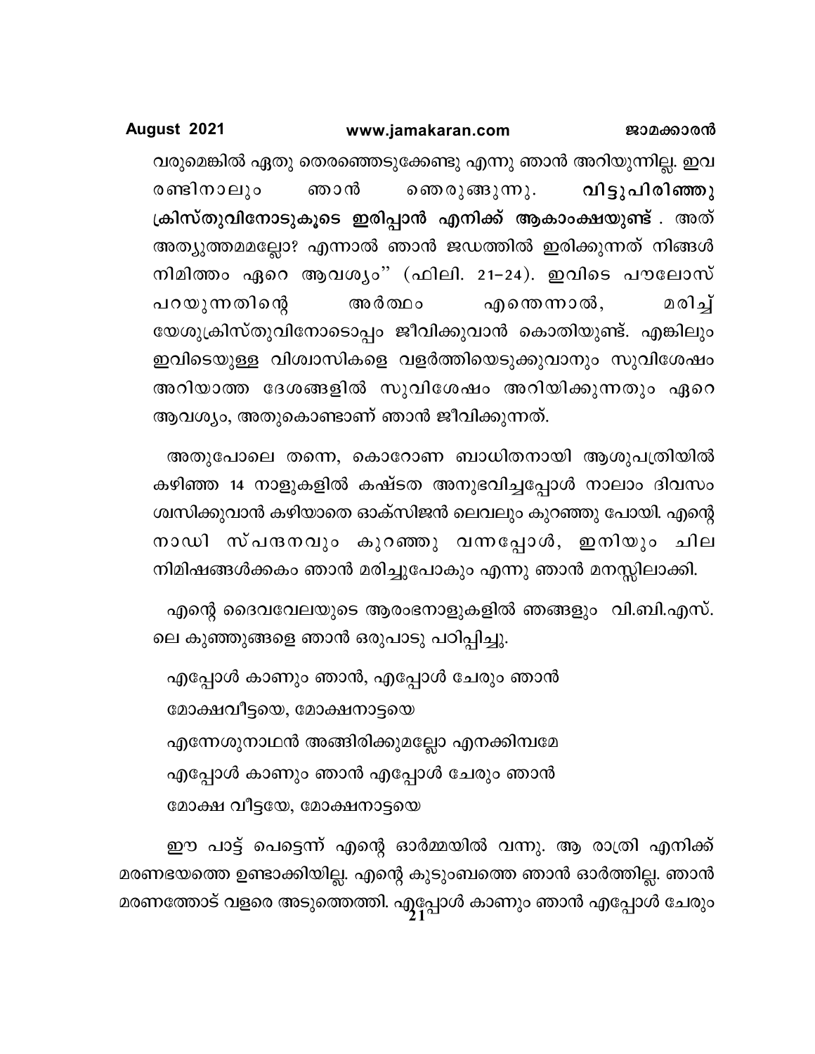വരുമെങ്കിൽ ഏതു തെരഞ്ഞെടുക്കേണ്ടു എന്നു ഞാൻ അറിയുന്നില്ല. ഇവ രണ്ടിനാലും ഞാൻ ഞെരുങ്ങുന്നു. **വിട്ടുപിരിഞ്ഞു ക്രിസ്തുവിനോടുകൂടെ ഇരിപ്പാൻ എനിക്ക് ആകാംക്ഷയുണ്ട്** . അത് അത്യുത്തമമല്ലോ? എന്നാൽ ഞാൻ ജഡത്തിൽ ഇരിക്കുന്നത് നിങ്ങൾ നിമിത്തം ഏറെ ആവശ്യം" (ഫിലി. 21–24). ഇവിടെ പൗലോസ് പറയുന്നതിന്റെ അർത്ഥം എന്തെന്നാൽ, മരിച്ച് യേശുക്രിസ്തുവിനോടൊപ്പം ജീവിക്കുവാൻ കൊതിയുണ്ട്. എങ്കിലും ഇവിടെയുള്ള വിശ്വാസികളെ വളർത്തിയെടുക്കുവാനും സുവിശേഷം അറിയാത്ത ദേശങ്ങളിൽ സുവിശേഷം അറിയിക്കുന്നതും ഏറെ ആവശ്യം, അതുകൊണ്ടാണ് ഞാൻ ജീവിക്കുന്നത്.

അതുപോലെ തന്നെ, കൊറോണ ബാധിതനായി ആശുപത്രിയിൽ കഴിഞ്ഞ 14 നാളുകളിൽ കഷ്ടത അനുഭവിച്ചപ്പോൾ നാലാം ദിവസം ശ്വസിക്കുവാൻ കഴിയാതെ ഓക്സിജൻ ലെവലും കുറഞ്ഞു പോയി. എന്റെ നാഡി സ്പന്ദനവും കുറഞ്ഞു വന്നപ്പോൾ, ഇനിയും ചില നിമിഷങ്ങൾക്കകം ഞാൻ മരിച്ചുപോകും എന്നു ഞാൻ മനസ്സിലാക്കി.

എന്റെ ദൈവവേലയുടെ ആരംഭനാളുകളിൽ ഞങ്ങളും വി.ബി.എസ്. ലെ കുഞ്ഞുങ്ങളെ ഞാൻ ഒരുപാടു പഠിപ്പിച്ചു.

എപ്പോൾ കാണും ഞാൻ, എപ്പോൾ ചേരും ഞാൻ
മോക്ഷവീട്ടയെ, മോക്ഷനാട്ടയെ
എന്നേശുനാഥൻ അങ്ങിരിക്കുമല്ലോ എനക്കിമ്പമേ
എപ്പോൾ കാണും ഞാൻ എപ്പോൾ ചേരും ഞാൻ
മോക്ഷ വീട്ടയേ, മോക്ഷനാട്ടയെ

ഈ പാട്ട് പെട്ടെന്ന് എന്റെ ഓർമ്മയിൽ വന്നു. ആ രാത്രി എനിക്ക് മരണഭയത്തെ ഉണ്ടാക്കിയില്ല. എന്റെ കുടുംബത്തെ ഞാൻ ഓർത്തില്ല. ഞാൻ മരണത്തോട് വളരെ അടുത്തെത്തി. എപ്പോൾ കാണും ഞാൻ എപ്പോൾ ചേരും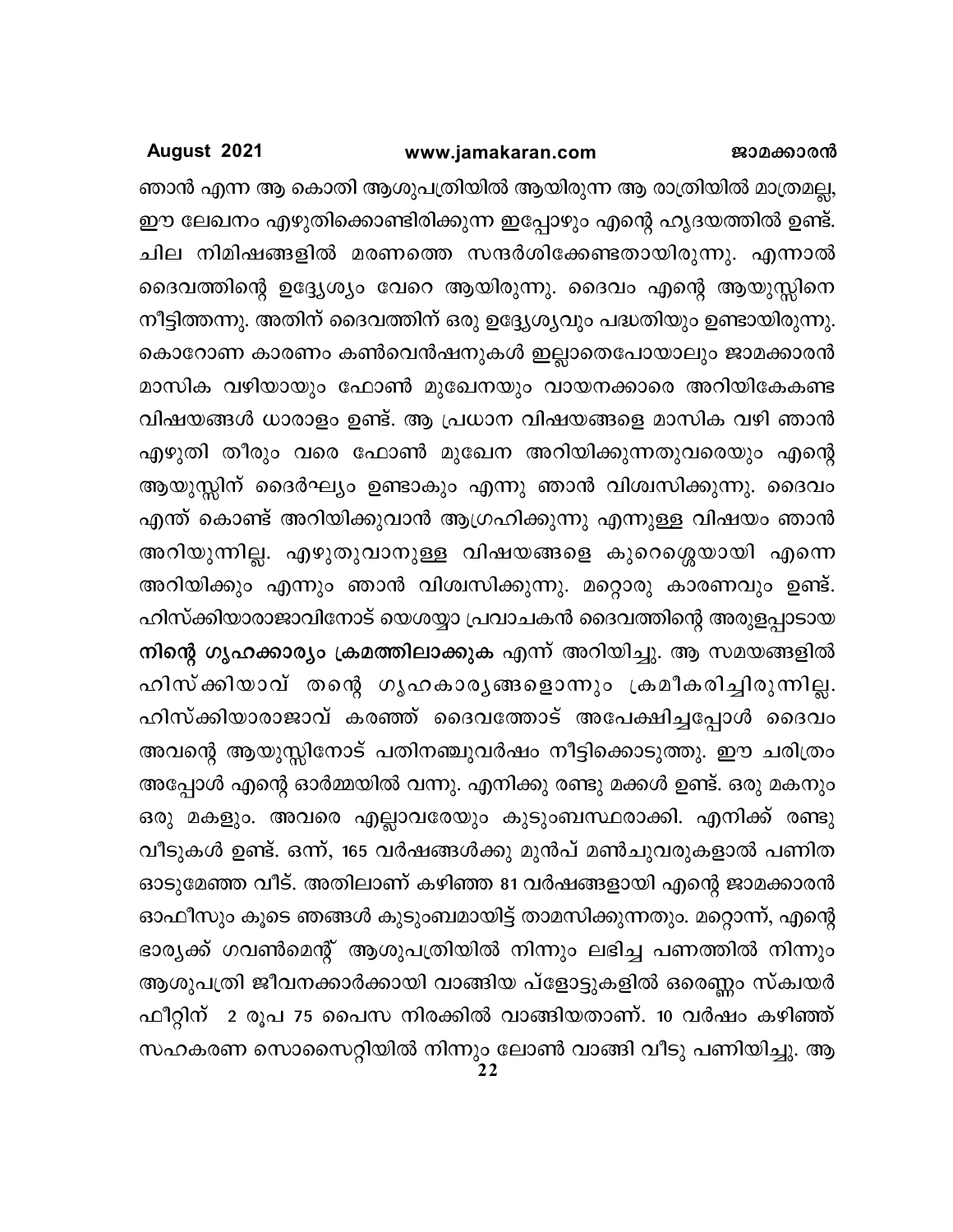ഞാൻ എന്ന ആ കൊതി ആശുപത്രിയിൽ ആയിരുന്ന ആ രാത്രിയിൽ മാത്രമല്ല, ഈ ലേഖനം എഴുതിക്കൊണ്ടിരിക്കുന്ന ഇപ്പോഴും എന്റെ ഹൃദയത്തിൽ ഉണ്ട്. ചില നിമിഷങ്ങളിൽ മരണത്തെ സന്ദർശിക്കേണ്ടതായിരുന്നു. എന്നാൽ ദൈവത്തിന്റെ ഉദ്ദേശ്യം വേറെ ആയിരുന്നു. ദൈവം എന്റെ ആയുസ്സിനെ നീട്ടിത്തന്നു. അതിന് ദൈവത്തിന് ഒരു ഉദ്ദേശ്യവും പദ്ധതിയും ഉണ്ടായിരുന്നു. കൊറോണ കാരണം കൺവെൻഷനുകൾ ഇല്ലാതെപോയാലും ജാമക്കാരൻ മാസിക വഴിയായും ഫോൺ മുഖേനയും വായനക്കാരെ അറിയികേകണ്ട വിഷയങ്ങൾ ധാരാളം ഉണ്ട്. ആ പ്രധാന വിഷയങ്ങളെ മാസിക വഴി ഞാൻ എഴുതി തീരും വരെ ഫോൺ മുഖേന അറിയിക്കുന്നതുവരെയും എന്റെ ആയുസ്സിന് ദൈർഘ്യം ഉണ്ടാകും എന്നു ഞാൻ വിശ്വസിക്കുന്നു. ദൈവം എന്ത് കൊണ്ട് അറിയിക്കുവാൻ ആഗ്രഹിക്കുന്നു എന്നുള്ള വിഷയം ഞാൻ അറിയുന്നില്ല. എഴുതുവാനുള്ള വിഷയങ്ങളെ കുറെശ്ശെയായി എന്നെ അറിയിക്കും എന്നും ഞാൻ വിശ്വസിക്കുന്നു. മറ്റൊരു കാരണവും ഉണ്ട്. ഹിസ്ക്കിയാരാജാവിനോട് യെശയ്യാ പ്രവാചകൻ ദൈവത്തിന്റെ അരുളപ്പാടായ **നിന്റെ ഗൃഹക്കാര്യം ക്രമത്തിലാക്കുക** എന്ന് അറിയിച്ചു. ആ സമയങ്ങളിൽ ഹിസ്ക്കിയാവ് തന്റെ ഗൃഹകാര്യങ്ങളൊന്നും ക്രമീകരിച്ചിരുന്നില്ല. ഹിസ്ക്കിയാരാജാവ് കരഞ്ഞ് ദൈവത്തോട് അപേക്ഷിച്ചപ്പോൾ ദൈവം അവന്റെ ആയുസ്സിനോട് പതിനഞ്ചുവർഷം നീട്ടിക്കൊടുത്തു. ഈ ചരിത്രം അപ്പോൾ എന്റെ ഓർമ്മയിൽ വന്നു. എനിക്കു രണ്ടു മക്കൾ ഉണ്ട്. ഒരു മകനും ഒരു മകളും. അവരെ എല്ലാവരേയും കുടുംബസ്ഥരാക്കി. എനിക്ക് രണ്ടു വീടുകൾ ഉണ്ട്. ഒന്ന്, 165 വർഷങ്ങൾക്കു മുൻപ് മൺചുവരുകളാൽ പണിത ഓടുമേഞ്ഞ വീട്. അതിലാണ് കഴിഞ്ഞ 81 വർഷങ്ങളായി എന്റെ ജാമക്കാരൻ ഓഫീസും കൂടെ ഞങ്ങൾ കുടുംബമായിട്ട് താമസിക്കുന്നതും. മറ്റൊന്ന്, എന്റെ ഭാര്യക്ക് ഗവൺമെന്റ് ആശുപത്രിയിൽ നിന്നും ലഭിച്ച പണത്തിൽ നിന്നും ആശുപത്രി ജീവനക്കാർക്കായി വാങ്ങിയ പ്ളോട്ടുകളിൽ ഒരെണ്ണം സ്ക്വയർ ഫീറ്റിന് 2 രൂപ 75 പൈസ നിരക്കിൽ വാങ്ങിയതാണ്. 10 വർഷം കഴിഞ്ഞ് സഹകരണ സൊസൈറ്റിയിൽ നിന്നും ലോൺ വാങ്ങി വീടു പണിയിച്ചു. ആ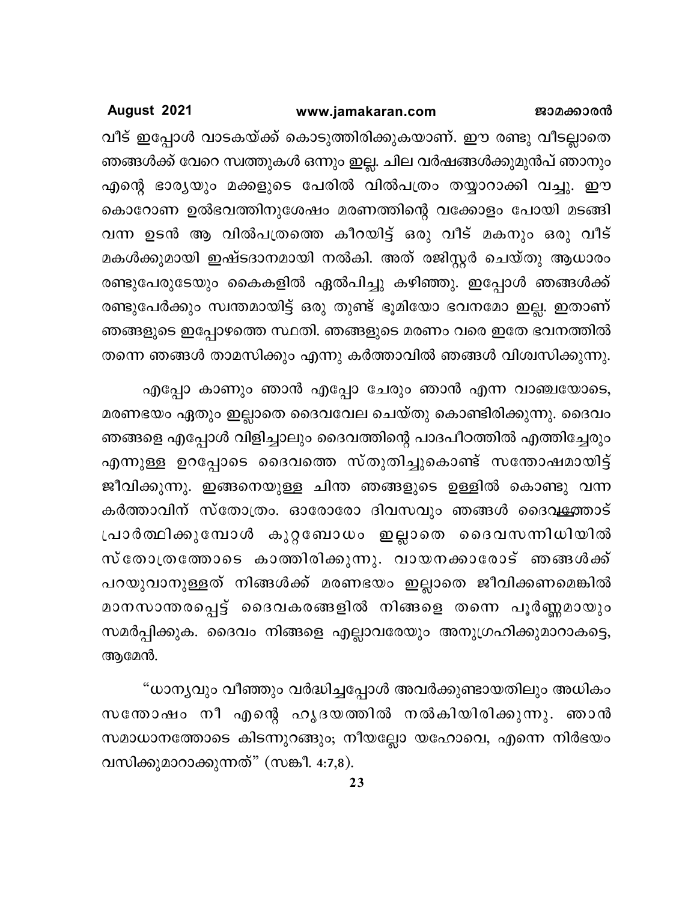വീട് ഇപ്പോൾ വാടകയ്ക്ക് കൊടുത്തിരിക്കുകയാണ്. ഈ രണ്ടു വീടല്ലാതെ ഞങ്ങൾക്ക് വേറെ സ്വത്തുകൾ ഒന്നും ഇല്ല. ചില വർഷങ്ങൾക്കുമുൻപ് ഞാനും എന്റെ ഭാര്യയും മക്കളുടെ പേരിൽ വിൽപത്രം തയ്യാറാക്കി വച്ചു. ഈ കൊറോണ ഉൽഭവത്തിനുശേഷം മരണത്തിന്റെ വക്കോളം പോയി മടങ്ങി വന്ന ഉടൻ ആ വിൽപത്രത്തെ കീറയിട്ട് ഒരു വീട് മകനും ഒരു വീട് മകൾക്കുമായി ഇഷ്ടദാനമായി നൽകി. അത് രജിസ്റ്റർ ചെയ്തു ആധാരം രണ്ടുപേരുടേയും കൈകളിൽ ഏൽപിച്ചു കഴിഞ്ഞു. ഇപ്പോൾ ഞങ്ങൾക്ക് രണ്ടുപേർക്കും സ്വന്തമായിട്ട് ഒരു തുണ്ട് ഭൂമിയോ ഭവനമോ ഇല്ല. ഇതാണ് ഞങ്ങളുടെ ഇപ്പോഴത്തെ സ്ഥതി. ഞങ്ങളുടെ മരണം വരെ ഇതേ ഭവനത്തിൽ തന്നെ ഞങ്ങൾ താമസിക്കും എന്നു കർത്താവിൽ ഞങ്ങൾ വിശ്വസിക്കുന്നു.

എപ്പോ കാണും ഞാൻ എപ്പോ ചേരും ഞാൻ എന്ന വാഞ്ചയോടെ, മരണഭയം ഏതും ഇല്ലാതെ ദൈവവേല ചെയ്തു കൊണ്ടിരിക്കുന്നു. ദൈവം ഞങ്ങളെ എപ്പോൾ വിളിച്ചാലും ദൈവത്തിന്റെ പാദപീഠത്തിൽ എത്തിച്ചേരും എന്നുള്ള ഉറപ്പോടെ ദൈവത്തെ സ്തുതിച്ചുകൊണ്ട് സന്തോഷമായിട്ട് ജീവിക്കുന്നു. ഇങ്ങനെയുള്ള ചിന്ത ഞങ്ങളുടെ ഉള്ളിൽ കൊണ്ടു വന്ന കർത്താവിന് സ്തോത്രം. ഓരോരോ ദിവസവും ഞങ്ങൾ ദൈവത്തോട് പ്രാർത്ഥിക്കുമ്പോൾ കുറ്റബോധം ഇല്ലാതെ ദൈവസന്നിധിയിൽ സ്തോത്രത്തോടെ കാത്തിരിക്കുന്നു. വായനക്കാരോട് ഞങ്ങൾക്ക് പറയുവാനുള്ളത് നിങ്ങൾക്ക് മരണഭയം ഇല്ലാതെ ജീവിക്കണമെങ്കിൽ മാനസാന്തരപ്പെട്ട് ദൈവകരങ്ങളിൽ നിങ്ങളെ തന്നെ പൂർണ്ണമായും സമർപ്പിക്കുക. ദൈവം നിങ്ങളെ എല്ലാവരേയും അനുഗ്രഹിക്കുമാറാകട്ടെ, ആമേൻ.

"ധാന്യവും വീഞ്ഞും വർദ്ധിച്ചപ്പോൾ അവർക്കുണ്ടായതിലും അധികം സന്തോഷം നീ എന്റെ ഹൃദയത്തിൽ നൽകിയിരിക്കുന്നു. ഞാൻ സമാധാനത്തോടെ കിടന്നുറങ്ങും; നീയല്ലോ യഹോവെ, എന്നെ നിർഭയം വസിക്കുമാറാക്കുന്നത്" (സങ്കീ. 4:7,8).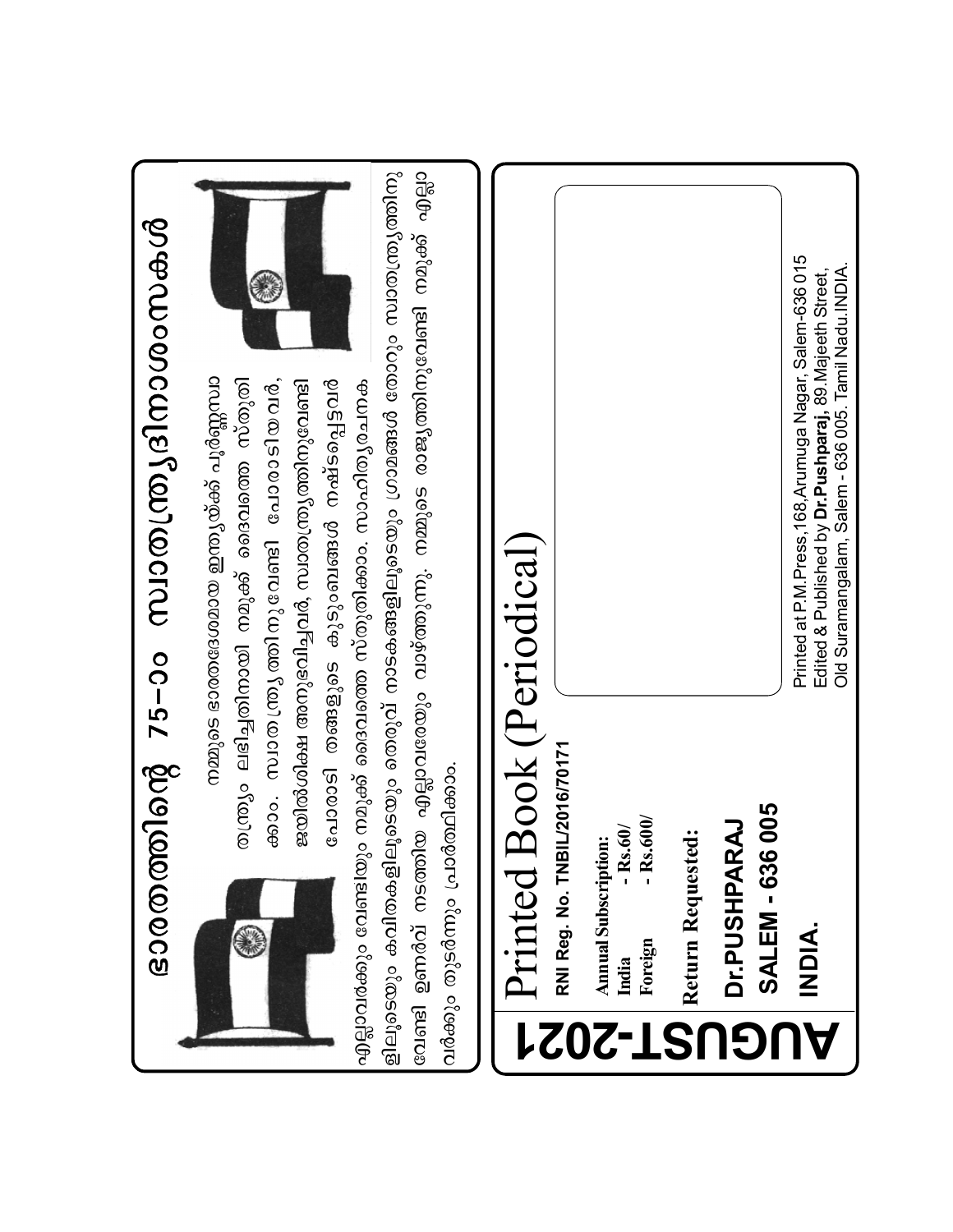# ഭാരതത്തിന്റെ 75-ാം സ്വാതന്ത്ര്യദിനാശംസകൾ

നമ്മുടെ ഭാരതദേശമായ ഇന്ത്യയ്ക്ക് പൂർണ്ണസ്വാതന്ത്ര്യം ലഭിച്ചതിനായി നമുക്ക് ദൈവത്തെ സ്തുതിക്കാം. സ്വാതന്ത്ര്യത്തിനുവേണ്ടി പോരാടിയവർ, ജയിൽശിക്ഷ അനുഭവിച്ചവർ, സ്വാതന്ത്ര്യത്തിനുവേണ്ടി പോരാടി തങ്ങളുടെ കുടുംബങ്ങൾ നഷ്ടപ്പെട്ടവർ എല്ലാവർക്കും വേണ്ടിയും നമുക്ക് ദൈവത്തെ സ്തുതിക്കാം. സാഹിത്യരചനകളിലൂടെയും കവിതകളിലൂടെയും തെരുവ് നാടകങ്ങളിലൂടെയും ഗ്രാമങ്ങൾ തോറും സ്വാതന്ത്ര്യത്തിനുവേണ്ടി ഉണർവ് നടത്തിയ എല്ലാവരേയും വാഴ്ത്തുന്നു. നമ്മുടെ രാജ്യത്തിനുവേണ്ടി നമുക്ക് എല്ലാവർക്കും തുടർന്നും പ്രാർത്ഥിക്കാം.

**AUGUST-2021**

# Printed Book (Periodical)

**RNI Reg. No. TNBIL/2016/70171**

**Annual Subscription:**
**India - Rs.60/**
**Foreign - Rs.600/**

**Return Requested:**

**Dr.PUSHPARAJ**
**SALEM - 636 005**
**INDIA.**

Printed at P.M.Press,168,Arumuga Nagar, Salem-636 015
Edited & Published by **Dr.Pushparaj,** 89.Majeeth Street,
Old Suramangalam, Salem - 636 005. Tamil Nadu.INDIA.